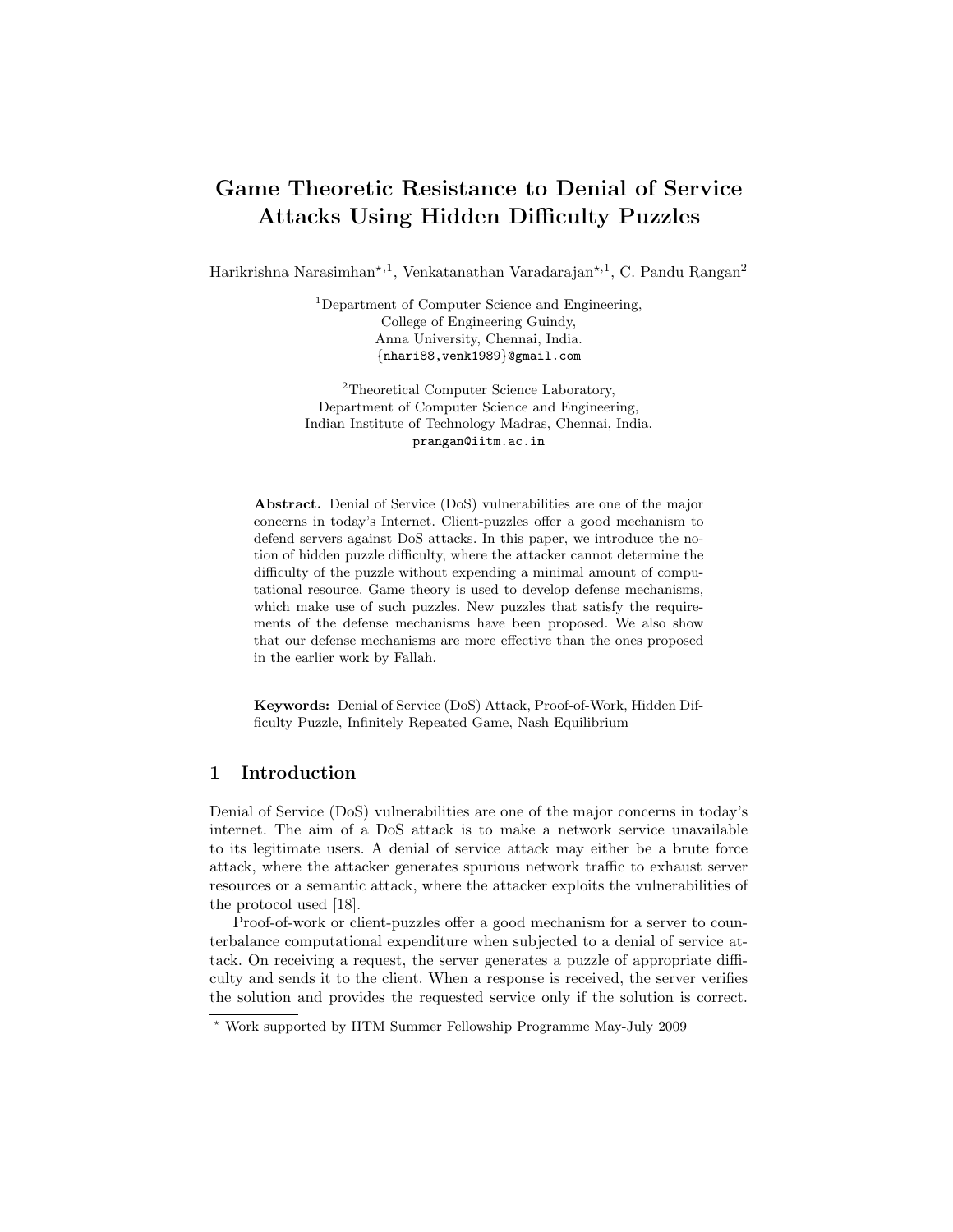# Game Theoretic Resistance to Denial of Service Attacks Using Hidden Difficulty Puzzles

Harikrishna Narasimhan[⋆,1], Venkatanathan Varadarajan[⋆,1], C. Pandu Rangan[2]

[1]Department of Computer Science and Engineering,
College of Engineering Guindy,
Anna University, Chennai, India.
{nhari88,venk1989}@gmail.com

[2]Theoretical Computer Science Laboratory,
Department of Computer Science and Engineering,
Indian Institute of Technology Madras, Chennai, India.
prangan@iitm.ac.in

**Abstract.** Denial of Service (DoS) vulnerabilities are one of the major concerns in today's Internet. Client-puzzles offer a good mechanism to defend servers against DoS attacks. In this paper, we introduce the notion of hidden puzzle difficulty, where the attacker cannot determine the difficulty of the puzzle without expending a minimal amount of computational resource. Game theory is used to develop defense mechanisms, which make use of such puzzles. New puzzles that satisfy the requirements of the defense mechanisms have been proposed. We also show that our defense mechanisms are more effective than the ones proposed in the earlier work by Fallah.

**Keywords:** Denial of Service (DoS) Attack, Proof-of-Work, Hidden Difficulty Puzzle, Infinitely Repeated Game, Nash Equilibrium

## 1 Introduction

Denial of Service (DoS) vulnerabilities are one of the major concerns in today's internet. The aim of a DoS attack is to make a network service unavailable to its legitimate users. A denial of service attack may either be a brute force attack, where the attacker generates spurious network traffic to exhaust server resources or a semantic attack, where the attacker exploits the vulnerabilities of the protocol used [18].

Proof-of-work or client-puzzles offer a good mechanism for a server to counterbalance computational expenditure when subjected to a denial of service attack. On receiving a request, the server generates a puzzle of appropriate difficulty and sends it to the client. When a response is received, the server verifies the solution and provides the requested service only if the solution is correct.

⋆ Work supported by IITM Summer Fellowship Programme May-July 2009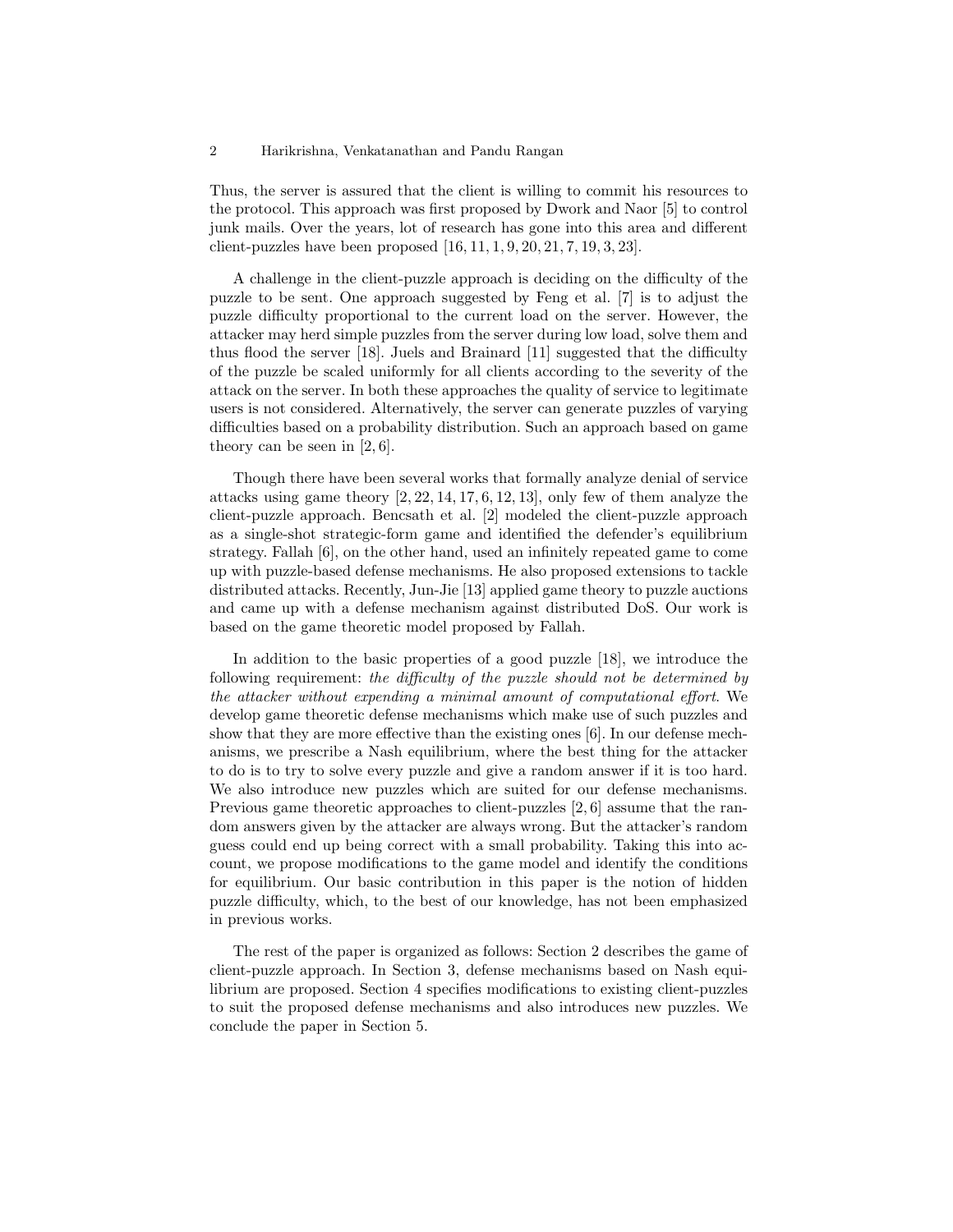Thus, the server is assured that the client is willing to commit his resources to the protocol. This approach was first proposed by Dwork and Naor [5] to control junk mails. Over the years, lot of research has gone into this area and different client-puzzles have been proposed [16, 11, 1, 9, 20, 21, 7, 19, 3, 23].

A challenge in the client-puzzle approach is deciding on the difficulty of the puzzle to be sent. One approach suggested by Feng et al. [7] is to adjust the puzzle difficulty proportional to the current load on the server. However, the attacker may herd simple puzzles from the server during low load, solve them and thus flood the server [18]. Juels and Brainard [11] suggested that the difficulty of the puzzle be scaled uniformly for all clients according to the severity of the attack on the server. In both these approaches the quality of service to legitimate users is not considered. Alternatively, the server can generate puzzles of varying difficulties based on a probability distribution. Such an approach based on game theory can be seen in [2, 6].

Though there have been several works that formally analyze denial of service attacks using game theory [2, 22, 14, 17, 6, 12, 13], only few of them analyze the client-puzzle approach. Bencsath et al. [2] modeled the client-puzzle approach as a single-shot strategic-form game and identified the defender's equilibrium strategy. Fallah [6], on the other hand, used an infinitely repeated game to come up with puzzle-based defense mechanisms. He also proposed extensions to tackle distributed attacks. Recently, Jun-Jie [13] applied game theory to puzzle auctions and came up with a defense mechanism against distributed DoS. Our work is based on the game theoretic model proposed by Fallah.

In addition to the basic properties of a good puzzle [18], we introduce the following requirement: *the difficulty of the puzzle should not be determined by the attacker without expending a minimal amount of computational effort*. We develop game theoretic defense mechanisms which make use of such puzzles and show that they are more effective than the existing ones [6]. In our defense mechanisms, we prescribe a Nash equilibrium, where the best thing for the attacker to do is to try to solve every puzzle and give a random answer if it is too hard. We also introduce new puzzles which are suited for our defense mechanisms. Previous game theoretic approaches to client-puzzles [2, 6] assume that the random answers given by the attacker are always wrong. But the attacker's random guess could end up being correct with a small probability. Taking this into account, we propose modifications to the game model and identify the conditions for equilibrium. Our basic contribution in this paper is the notion of hidden puzzle difficulty, which, to the best of our knowledge, has not been emphasized in previous works.

The rest of the paper is organized as follows: Section 2 describes the game of client-puzzle approach. In Section 3, defense mechanisms based on Nash equilibrium are proposed. Section 4 specifies modifications to existing client-puzzles to suit the proposed defense mechanisms and also introduces new puzzles. We conclude the paper in Section 5.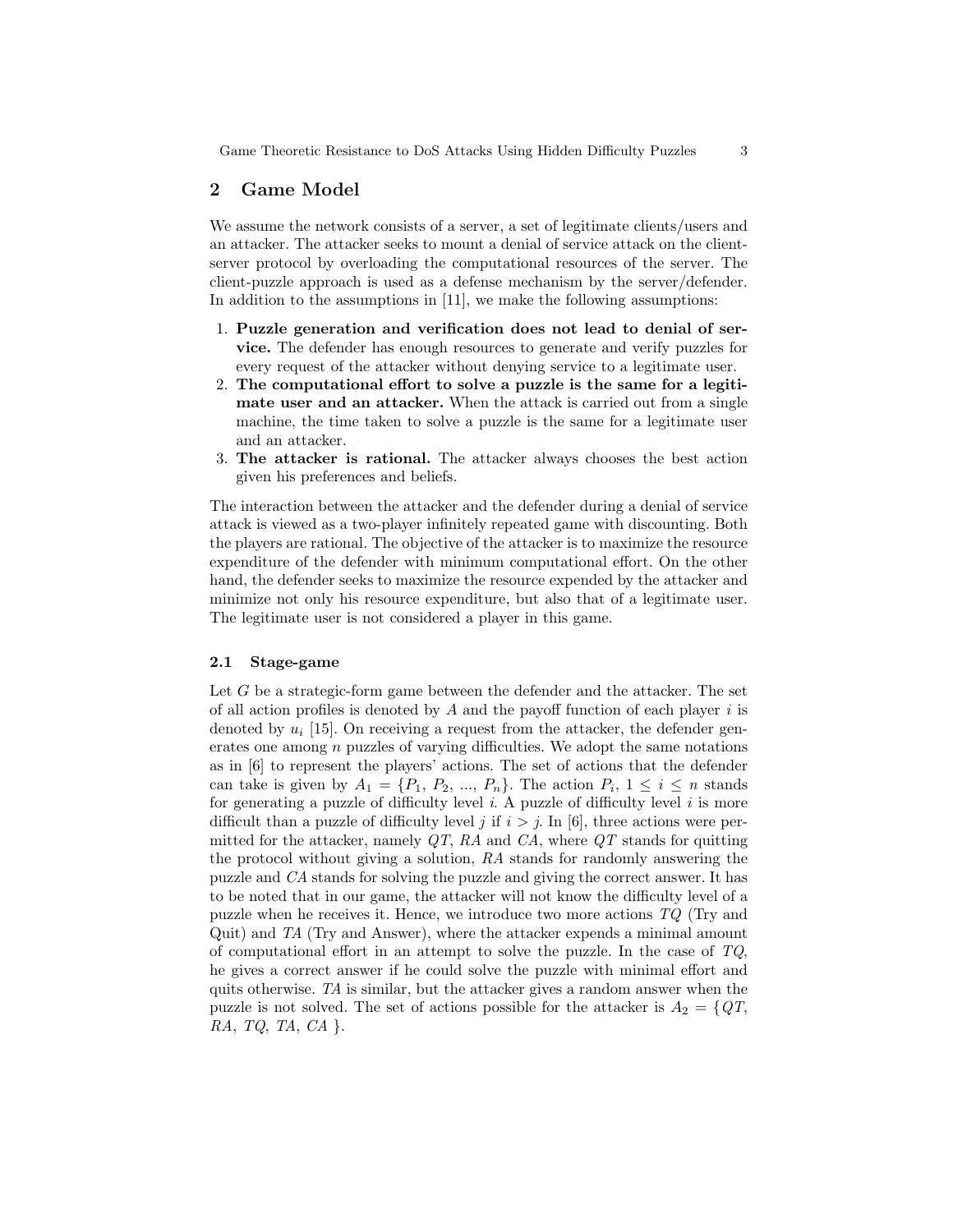## 2 Game Model

We assume the network consists of a server, a set of legitimate clients/users and an attacker. The attacker seeks to mount a denial of service attack on the client-server protocol by overloading the computational resources of the server. The client-puzzle approach is used as a defense mechanism by the server/defender. In addition to the assumptions in [11], we make the following assumptions:

1. **Puzzle generation and verification does not lead to denial of service.** The defender has enough resources to generate and verify puzzles for every request of the attacker without denying service to a legitimate user.
2. **The computational effort to solve a puzzle is the same for a legitimate user and an attacker.** When the attack is carried out from a single machine, the time taken to solve a puzzle is the same for a legitimate user and an attacker.
3. **The attacker is rational.** The attacker always chooses the best action given his preferences and beliefs.

The interaction between the attacker and the defender during a denial of service attack is viewed as a two-player infinitely repeated game with discounting. Both the players are rational. The objective of the attacker is to maximize the resource expenditure of the defender with minimum computational effort. On the other hand, the defender seeks to maximize the resource expended by the attacker and minimize not only his resource expenditure, but also that of a legitimate user. The legitimate user is not considered a player in this game.

### 2.1 Stage-game

Let $G$ be a strategic-form game between the defender and the attacker. The set of all action profiles is denoted by $A$ and the payoff function of each player $i$ is denoted by $u_i$ [15]. On receiving a request from the attacker, the defender generates one among $n$ puzzles of varying difficulties. We adopt the same notations as in [6] to represent the players' actions. The set of actions that the defender can take is given by $A_1 = \{P_1, P_2, ..., P_n\}$. The action $P_i$, $1 \leq i \leq n$ stands for generating a puzzle of difficulty level $i$. A puzzle of difficulty level $i$ is more difficult than a puzzle of difficulty level $j$ if $i > j$. In [6], three actions were permitted for the attacker, namely *QT*, *RA* and *CA*, where *QT* stands for quitting the protocol without giving a solution, *RA* stands for randomly answering the puzzle and *CA* stands for solving the puzzle and giving the correct answer. It has to be noted that in our game, the attacker will not know the difficulty level of a puzzle when he receives it. Hence, we introduce two more actions *TQ* (Try and Quit) and *TA* (Try and Answer), where the attacker expends a minimal amount of computational effort in an attempt to solve the puzzle. In the case of *TQ*, he gives a correct answer if he could solve the puzzle with minimal effort and quits otherwise. *TA* is similar, but the attacker gives a random answer when the puzzle is not solved. The set of actions possible for the attacker is $A_2 = \{QT, RA, TQ, TA, CA\}$.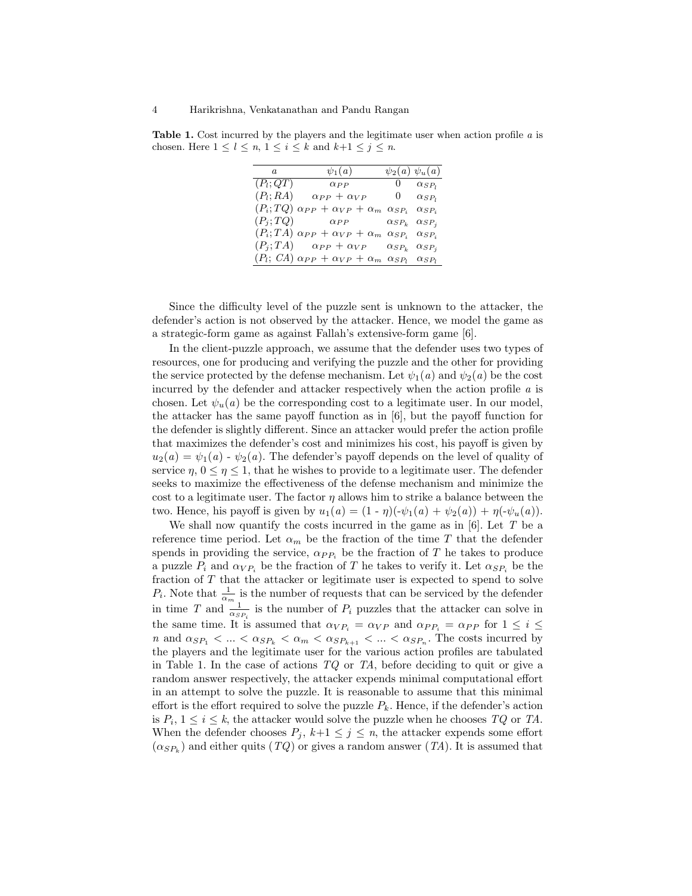**Table 1.** Cost incurred by the players and the legitimate user when action profile $a$ is chosen. Here $1 \leq l \leq n$, $1 \leq i \leq k$ and $k+1 \leq j \leq n$.

| $a$ | $\psi_1(a)$ | $\psi_2(a)$ | $\psi_u(a)$ |
|---|---|---|---|
| $(P_l; QT)$ | $\alpha_{PP}$ | 0 | $\alpha_{SP_l}$ |
| $(P_l; RA)$ | $\alpha_{PP} + \alpha_{VP}$ | 0 | $\alpha_{SP_l}$ |
| $(P_i; TQ)$ | $\alpha_{PP} + \alpha_{VP} + \alpha_m$ | $\alpha_{SP_i}$ | $\alpha_{SP_i}$ |
| $(P_j; TQ)$ | $\alpha_{PP}$ | $\alpha_{SP_k}$ | $\alpha_{SP_j}$ |
| $(P_i; TA)$ | $\alpha_{PP} + \alpha_{VP} + \alpha_m$ | $\alpha_{SP_i}$ | $\alpha_{SP_i}$ |
| $(P_j; TA)$ | $\alpha_{PP} + \alpha_{VP}$ | $\alpha_{SP_k}$ | $\alpha_{SP_j}$ |
| $(P_l; CA)$ | $\alpha_{PP} + \alpha_{VP} + \alpha_m$ | $\alpha_{SP_l}$ | $\alpha_{SP_l}$ |

Since the difficulty level of the puzzle sent is unknown to the attacker, the defender's action is not observed by the attacker. Hence, we model the game as a strategic-form game as against Fallah's extensive-form game [6].

In the client-puzzle approach, we assume that the defender uses two types of resources, one for producing and verifying the puzzle and the other for providing the service protected by the defense mechanism. Let $\psi_1(a)$ and $\psi_2(a)$ be the cost incurred by the defender and attacker respectively when the action profile $a$ is chosen. Let $\psi_u(a)$ be the corresponding cost to a legitimate user. In our model, the attacker has the same payoff function as in [6], but the payoff function for the defender is slightly different. Since an attacker would prefer the action profile that maximizes the defender's cost and minimizes his cost, his payoff is given by $u_2(a) = \psi_1(a)$ - $\psi_2(a)$. The defender's payoff depends on the level of quality of service $\eta$, $0 \leq \eta \leq 1$, that he wishes to provide to a legitimate user. The defender seeks to maximize the effectiveness of the defense mechanism and minimize the cost to a legitimate user. The factor $\eta$ allows him to strike a balance between the two. Hence, his payoff is given by $u_1(a) = (1 - \eta)(-\psi_1(a) + \psi_2(a)) + \eta(-\psi_u(a))$.

We shall now quantify the costs incurred in the game as in [6]. Let $T$ be a reference time period. Let $\alpha_m$ be the fraction of the time $T$ that the defender spends in providing the service, $\alpha_{PP_i}$ be the fraction of $T$ he takes to produce a puzzle $P_i$ and $\alpha_{VP_i}$ be the fraction of $T$ he takes to verify it. Let $\alpha_{SP_i}$ be the fraction of $T$ that the attacker or legitimate user is expected to spend to solve $P_i$. Note that $\frac{1}{\alpha_m}$ is the number of requests that can be serviced by the defender in time $T$ and $\frac{1}{\alpha_{SP_i}}$ is the number of $P_i$ puzzles that the attacker can solve in the same time. It is assumed that $\alpha_{VP_i} = \alpha_{VP}$ and $\alpha_{PP_i} = \alpha_{PP}$ for $1 \leq i \leq n$ and $\alpha_{SP_1} < ... < \alpha_{SP_k} < \alpha_m < \alpha_{SP_{k+1}} < ... < \alpha_{SP_n}$. The costs incurred by the players and the legitimate user for the various action profiles are tabulated in Table 1. In the case of actions $TQ$ or $TA$, before deciding to quit or give a random answer respectively, the attacker expends minimal computational effort in an attempt to solve the puzzle. It is reasonable to assume that this minimal effort is the effort required to solve the puzzle $P_k$. Hence, if the defender's action is $P_i$, $1 \leq i \leq k$, the attacker would solve the puzzle when he chooses $TQ$ or $TA$. When the defender chooses $P_j$, $k+1 \leq j \leq n$, the attacker expends some effort ($\alpha_{SP_k}$) and either quits ($TQ$) or gives a random answer ($TA$). It is assumed that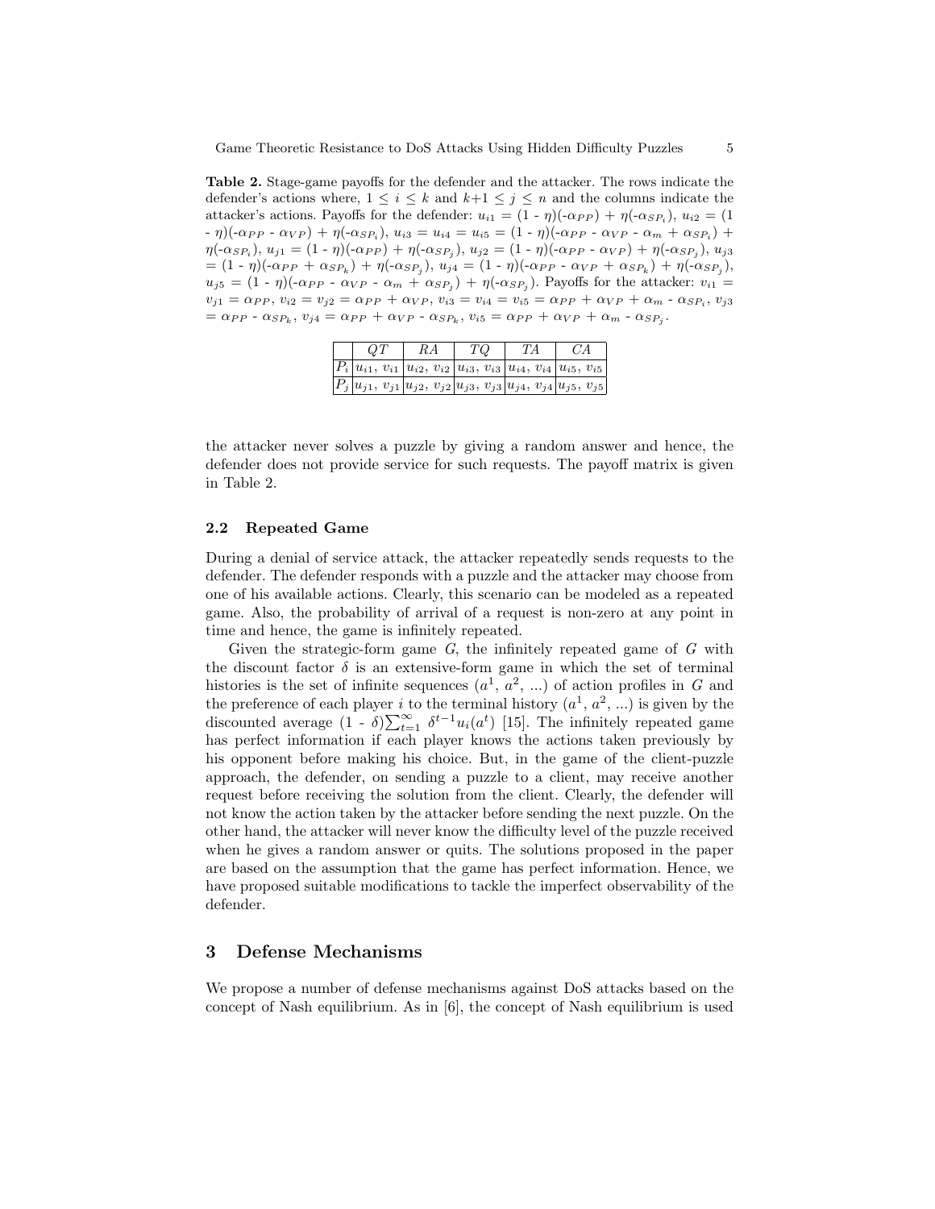**Table 2.** Stage-game payoffs for the defender and the attacker. The rows indicate the defender's actions where, $1 \leq i \leq k$ and $k+1 \leq j \leq n$ and the columns indicate the attacker's actions. Payoffs for the defender: $u_{i1} = (1 - \eta)(-\alpha_{PP}) + \eta(-\alpha_{SP_i})$, $u_{i2} = (1 - \eta)(-\alpha_{PP} - \alpha_{VP}) + \eta(-\alpha_{SP_i})$, $u_{i3} = u_{i4} = u_{i5} = (1 - \eta)(-\alpha_{PP} - \alpha_{VP} - \alpha_m + \alpha_{SP_i}) + \eta(-\alpha_{SP_i})$, $u_{j1} = (1 - \eta)(-\alpha_{PP}) + \eta(-\alpha_{SP_j})$, $u_{j2} = (1 - \eta)(-\alpha_{PP} - \alpha_{VP}) + \eta(-\alpha_{SP_j})$, $u_{j3} = (1 - \eta)(-\alpha_{PP} + \alpha_{SP_k}) + \eta(-\alpha_{SP_j})$, $u_{j4} = (1 - \eta)(-\alpha_{PP} - \alpha_{VP} + \alpha_{SP_k}) + \eta(-\alpha_{SP_j})$, $u_{j5} = (1 - \eta)(-\alpha_{PP} - \alpha_{VP} - \alpha_m + \alpha_{SP_j}) + \eta(-\alpha_{SP_j})$. Payoffs for the attacker: $v_{i1} = v_{j1} = \alpha_{PP}$, $v_{i2} = v_{j2} = \alpha_{PP} + \alpha_{VP}$, $v_{i3} = v_{i4} = v_{i5} = \alpha_{PP} + \alpha_{VP} + \alpha_m - \alpha_{SP_i}$, $v_{j3} = \alpha_{PP} - \alpha_{SP_k}$, $v_{j4} = \alpha_{PP} + \alpha_{VP} - \alpha_{SP_k}$, $v_{j5} = \alpha_{PP} + \alpha_{VP} + \alpha_m - \alpha_{SP_j}$.

| | $QT$ | $RA$ | $TQ$ | $TA$ | $CA$ |
|---|---|---|---|---|---|
| $P_i$ | $u_{i1}$, $v_{i1}$ | $u_{i2}$, $v_{i2}$ | $u_{i3}$, $v_{i3}$ | $u_{i4}$, $v_{i4}$ | $u_{i5}$, $v_{i5}$ |
| $P_j$ | $u_{j1}$, $v_{j1}$ | $u_{j2}$, $v_{j2}$ | $u_{j3}$, $v_{j3}$ | $u_{j4}$, $v_{j4}$ | $u_{j5}$, $v_{j5}$ |

the attacker never solves a puzzle by giving a random answer and hence, the defender does not provide service for such requests. The payoff matrix is given in Table 2.

### 2.2 Repeated Game

During a denial of service attack, the attacker repeatedly sends requests to the defender. The defender responds with a puzzle and the attacker may choose from one of his available actions. Clearly, this scenario can be modeled as a repeated game. Also, the probability of arrival of a request is non-zero at any point in time and hence, the game is infinitely repeated.

Given the strategic-form game $G$, the infinitely repeated game of $G$ with the discount factor $\delta$ is an extensive-form game in which the set of terminal histories is the set of infinite sequences ($a^1$, $a^2$, ...) of action profiles in $G$ and the preference of each player $i$ to the terminal history ($a^1$, $a^2$, ...) is given by the discounted average $(1 - \delta)\sum_{t=1}^{\infty} \delta^{t-1}u_i(a^t)$ [15]. The infinitely repeated game has perfect information if each player knows the actions taken previously by his opponent before making his choice. But, in the game of the client-puzzle approach, the defender, on sending a puzzle to a client, may receive another request before receiving the solution from the client. Clearly, the defender will not know the action taken by the attacker before sending the next puzzle. On the other hand, the attacker will never know the difficulty level of the puzzle received when he gives a random answer or quits. The solutions proposed in the paper are based on the assumption that the game has perfect information. Hence, we have proposed suitable modifications to tackle the imperfect observability of the defender.

## 3 Defense Mechanisms

We propose a number of defense mechanisms against DoS attacks based on the concept of Nash equilibrium. As in [6], the concept of Nash equilibrium is used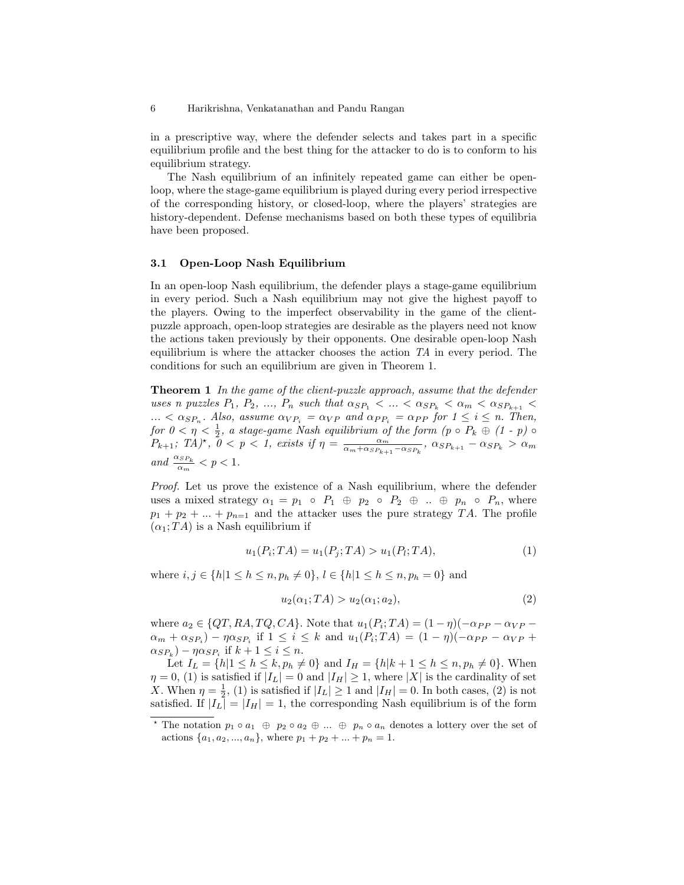in a prescriptive way, where the defender selects and takes part in a specific equilibrium profile and the best thing for the attacker to do is to conform to his equilibrium strategy.

The Nash equilibrium of an infinitely repeated game can either be open-loop, where the stage-game equilibrium is played during every period irrespective of the corresponding history, or closed-loop, where the players' strategies are history-dependent. Defense mechanisms based on both these types of equilibria have been proposed.

### 3.1 Open-Loop Nash Equilibrium

In an open-loop Nash equilibrium, the defender plays a stage-game equilibrium in every period. Such a Nash equilibrium may not give the highest payoff to the players. Owing to the imperfect observability in the game of the client-puzzle approach, open-loop strategies are desirable as the players need not know the actions taken previously by their opponents. One desirable open-loop Nash equilibrium is where the attacker chooses the action *TA* in every period. The conditions for such an equilibrium are given in Theorem 1.

**Theorem 1** *In the game of the client-puzzle approach, assume that the defender uses n puzzles $P_1$, $P_2$, ..., $P_n$ such that $\alpha_{SP_1} < ... < \alpha_{SP_k} < \alpha_m < \alpha_{SP_{k+1}} < ... < \alpha_{SP_n}$. Also, assume $\alpha_{VP_i} = \alpha_{VP}$ and $\alpha_{PP_i} = \alpha_{PP}$ for $1 \leq i \leq n$. Then, for $0 < \eta < \frac{1}{2}$, a stage-game Nash equilibrium of the form $(p \circ P_k \oplus (1 - p) \circ P_{k+1}; TA)^\star$, $0 < p < 1$, exists if $\eta = \frac{\alpha_m}{\alpha_m + \alpha_{SP_{k+1}} - \alpha_{SP_k}}$, $\alpha_{SP_{k+1}} - \alpha_{SP_k} > \alpha_m$ and $\frac{\alpha_{SP_k}}{\alpha_m} < p < 1$.*

*Proof.* Let us prove the existence of a Nash equilibrium, where the defender uses a mixed strategy $\alpha_1 = p_1 \circ P_1 \oplus p_2 \circ P_2 \oplus .. \oplus p_n \circ P_n$, where $p_1 + p_2 + ... + p_{n=1}$ and the attacker uses the pure strategy $TA$. The profile $(\alpha_1; TA)$ is a Nash equilibrium if

$$u_1(P_i; TA) = u_1(P_j; TA) > u_1(P_l; TA), \tag{1}$$

where $i, j \in \{h | 1 \leq h \leq n, p_h \neq 0\}$, $l \in \{h | 1 \leq h \leq n, p_h = 0\}$ and

$$u_2(\alpha_1; TA) > u_2(\alpha_1; a_2), \tag{2}$$

where $a_2 \in \{QT, RA, TQ, CA\}$. Note that $u_1(P_i; TA) = (1 - \eta)(-\alpha_{PP} - \alpha_{VP} - \alpha_m + \alpha_{SP_i}) - \eta \alpha_{SP_i}$ if $1 \leq i \leq k$ and $u_1(P_i; TA) = (1 - \eta)(-\alpha_{PP} - \alpha_{VP} + \alpha_{SP_k}) - \eta \alpha_{SP_i}$ if $k + 1 \leq i \leq n$.

Let $I_L = \{h | 1 \leq h \leq k, p_h \neq 0\}$ and $I_H = \{h | k + 1 \leq h \leq n, p_h \neq 0\}$. When $\eta = 0$, (1) is satisfied if $|I_L| = 0$ and $|I_H| \geq 1$, where $|X|$ is the cardinality of set $X$. When $\eta = \frac{1}{2}$, (1) is satisfied if $|I_L| \geq 1$ and $|I_H| = 0$. In both cases, (2) is not satisfied. If $|I_L| = |I_H| = 1$, the corresponding Nash equilibrium is of the form

$^\star$ The notation $p_1 \circ a_1 \oplus p_2 \circ a_2 \oplus ... \oplus p_n \circ a_n$ denotes a lottery over the set of actions $\{a_1, a_2, ..., a_n\}$, where $p_1 + p_2 + ... + p_n = 1$.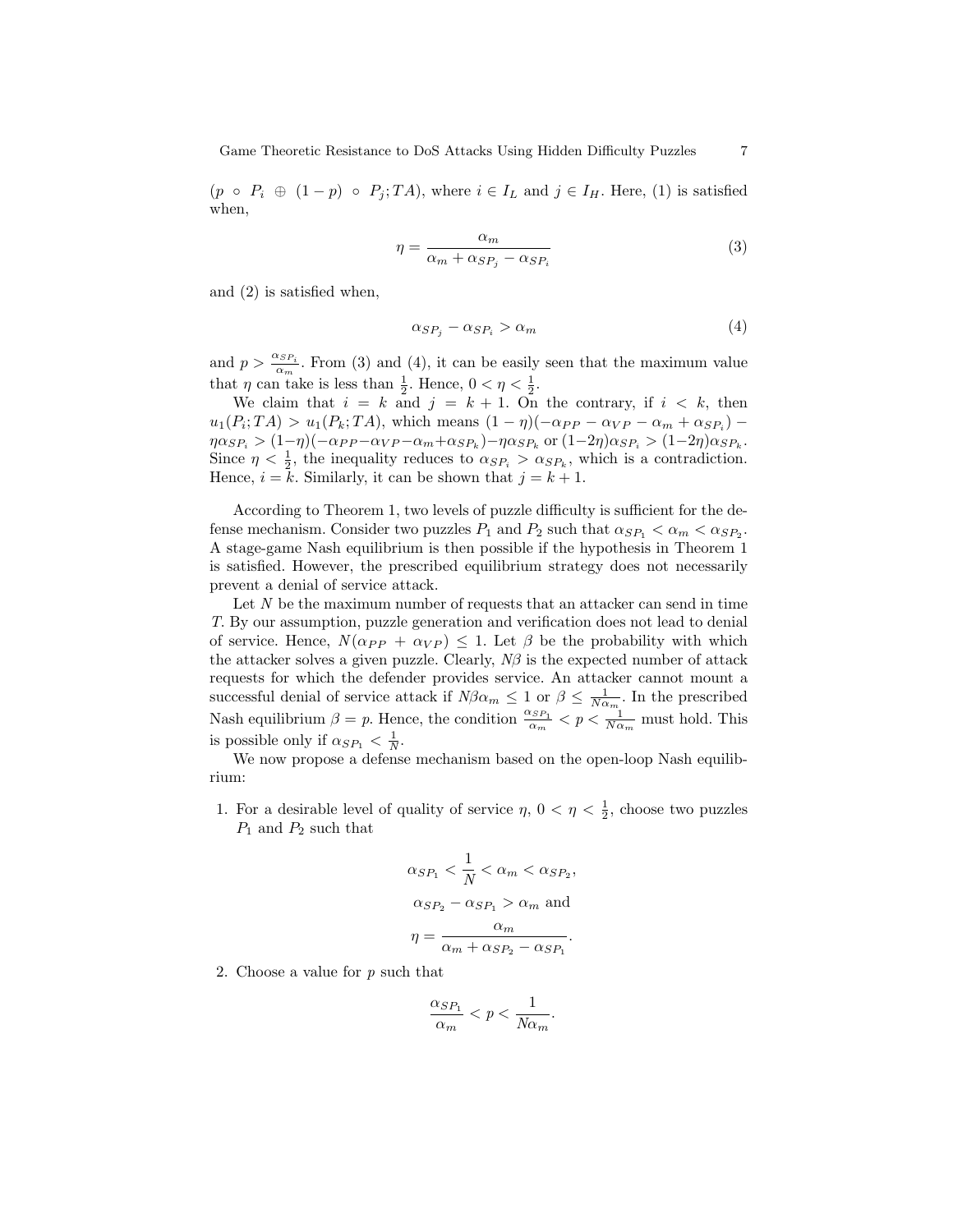$(p \circ P_i \oplus (1-p) \circ P_j; TA)$, where $i \in I_L$ and $j \in I_H$. Here, (1) is satisfied when,

$$\eta = \frac{\alpha_m}{\alpha_m + \alpha_{SP_j} - \alpha_{SP_i}} \tag{3}$$

and (2) is satisfied when,

$$\alpha_{SP_j} - \alpha_{SP_i} > \alpha_m \tag{4}$$

and $p > \frac{\alpha_{SP_i}}{\alpha_m}$. From (3) and (4), it can be easily seen that the maximum value that $\eta$ can take is less than $\frac{1}{2}$. Hence, $0 < \eta < \frac{1}{2}$.

We claim that $i = k$ and $j = k+1$. On the contrary, if $i < k$, then $u_1(P_i; TA) > u_1(P_k; TA)$, which means $(1-\eta)(-\alpha_{PP} - \alpha_{VP} - \alpha_m + \alpha_{SP_i}) - \eta\alpha_{SP_i} > (1-\eta)(-\alpha_{PP} - \alpha_{VP} - \alpha_m + \alpha_{SP_k}) - \eta\alpha_{SP_k}$ or $(1-2\eta)\alpha_{SP_i} > (1-2\eta)\alpha_{SP_k}$. Since $\eta < \frac{1}{2}$, the inequality reduces to $\alpha_{SP_i} > \alpha_{SP_k}$, which is a contradiction. Hence, $i = k$. Similarly, it can be shown that $j = k+1$.

According to Theorem 1, two levels of puzzle difficulty is sufficient for the defense mechanism. Consider two puzzles $P_1$ and $P_2$ such that $\alpha_{SP_1} < \alpha_m < \alpha_{SP_2}$. A stage-game Nash equilibrium is then possible if the hypothesis in Theorem 1 is satisfied. However, the prescribed equilibrium strategy does not necessarily prevent a denial of service attack.

Let $N$ be the maximum number of requests that an attacker can send in time $T$. By our assumption, puzzle generation and verification does not lead to denial of service. Hence, $N(\alpha_{PP} + \alpha_{VP}) \leq 1$. Let $\beta$ be the probability with which the attacker solves a given puzzle. Clearly, $N\beta$ is the expected number of attack requests for which the defender provides service. An attacker cannot mount a successful denial of service attack if $N\beta\alpha_m \leq 1$ or $\beta \leq \frac{1}{N\alpha_m}$. In the prescribed Nash equilibrium $\beta = p$. Hence, the condition $\frac{\alpha_{SP_1}}{\alpha_m} < p < \frac{1}{N\alpha_m}$ must hold. This is possible only if $\alpha_{SP_1} < \frac{1}{N}$.

We now propose a defense mechanism based on the open-loop Nash equilibrium:

1. For a desirable level of quality of service $\eta$, $0 < \eta < \frac{1}{2}$, choose two puzzles $P_1$ and $P_2$ such that

$$\alpha_{SP_1} < \frac{1}{N} < \alpha_m < \alpha_{SP_2},$$

$$\alpha_{SP_2} - \alpha_{SP_1} > \alpha_m \text{ and}$$

$$\eta = \frac{\alpha_m}{\alpha_m + \alpha_{SP_2} - \alpha_{SP_1}}.$$

2. Choose a value for $p$ such that

$$\frac{\alpha_{SP_1}}{\alpha_m} < p < \frac{1}{N\alpha_m}.$$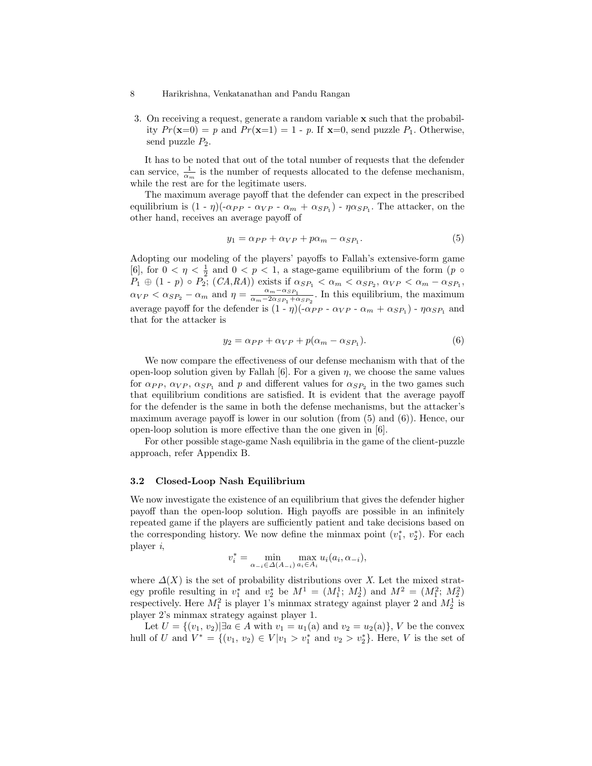3. On receiving a request, generate a random variable **x** such that the probability $Pr(\mathbf{x}=0) = p$ and $Pr(\mathbf{x}=1) = 1 - p$. If **x**=0, send puzzle $P_1$. Otherwise, send puzzle $P_2$.

It has to be noted that out of the total number of requests that the defender can service, $\frac{1}{\alpha_m}$ is the number of requests allocated to the defense mechanism, while the rest are for the legitimate users.

The maximum average payoff that the defender can expect in the prescribed equilibrium is $(1 - \eta)(-\alpha_{PP} - \alpha_{VP} - \alpha_m + \alpha_{SP_1}) - \eta\alpha_{SP_1}$. The attacker, on the other hand, receives an average payoff of

$$y_1 = \alpha_{PP} + \alpha_{VP} + p\alpha_m - \alpha_{SP_1}. \tag{5}$$

Adopting our modeling of the players' payoffs to Fallah's extensive-form game [6], for $0 < \eta < \frac{1}{2}$ and $0 < p < 1$, a stage-game equilibrium of the form $(p \circ P_1 \oplus (1 - p) \circ P_2;\ (CA, RA))$ exists if $\alpha_{SP_1} < \alpha_m < \alpha_{SP_2}$, $\alpha_{VP} < \alpha_m - \alpha_{SP_1}$, $\alpha_{VP} < \alpha_{SP_2} - \alpha_m$ and $\eta = \frac{\alpha_m - \alpha_{SP_1}}{\alpha_m - 2\alpha_{SP_1} + \alpha_{SP_2}}$. In this equilibrium, the maximum average payoff for the defender is $(1 - \eta)(-\alpha_{PP} - \alpha_{VP} - \alpha_m + \alpha_{SP_1}) - \eta\alpha_{SP_1}$ and that for the attacker is

$$y_2 = \alpha_{PP} + \alpha_{VP} + p(\alpha_m - \alpha_{SP_1}). \tag{6}$$

We now compare the effectiveness of our defense mechanism with that of the open-loop solution given by Fallah [6]. For a given $\eta$, we choose the same values for $\alpha_{PP}$, $\alpha_{VP}$, $\alpha_{SP_1}$ and $p$ and different values for $\alpha_{SP_2}$ in the two games such that equilibrium conditions are satisfied. It is evident that the average payoff for the defender is the same in both the defense mechanisms, but the attacker's maximum average payoff is lower in our solution (from (5) and (6)). Hence, our open-loop solution is more effective than the one given in [6].

For other possible stage-game Nash equilibria in the game of the client-puzzle approach, refer Appendix B.

### 3.2 Closed-Loop Nash Equilibrium

We now investigate the existence of an equilibrium that gives the defender higher payoff than the open-loop solution. High payoffs are possible in an infinitely repeated game if the players are sufficiently patient and take decisions based on the corresponding history. We now define the minmax point $(v_1^*, v_2^*)$. For each player $i$,

$$v_i^* = \min_{\alpha_{-i} \in \Delta(A_{-i})} \max_{a_i \in A_i} u_i(a_i, \alpha_{-i}),$$

where $\Delta(X)$ is the set of probability distributions over $X$. Let the mixed strategy profile resulting in $v_1^*$ and $v_2^*$ be $M^1 = (M_1^1;\ M_2^1)$ and $M^2 = (M_1^2;\ M_2^2)$ respectively. Here $M_1^2$ is player 1's minmax strategy against player 2 and $M_2^1$ is player 2's minmax strategy against player 1.

Let $U = \{(v_1, v_2) | \exists a \in A \text{ with } v_1 = u_1(a) \text{ and } v_2 = u_2(a)\}$, $V$ be the convex hull of $U$ and $V^* = \{(v_1, v_2) \in V | v_1 > v_1^* \text{ and } v_2 > v_2^*\}$. Here, $V$ is the set of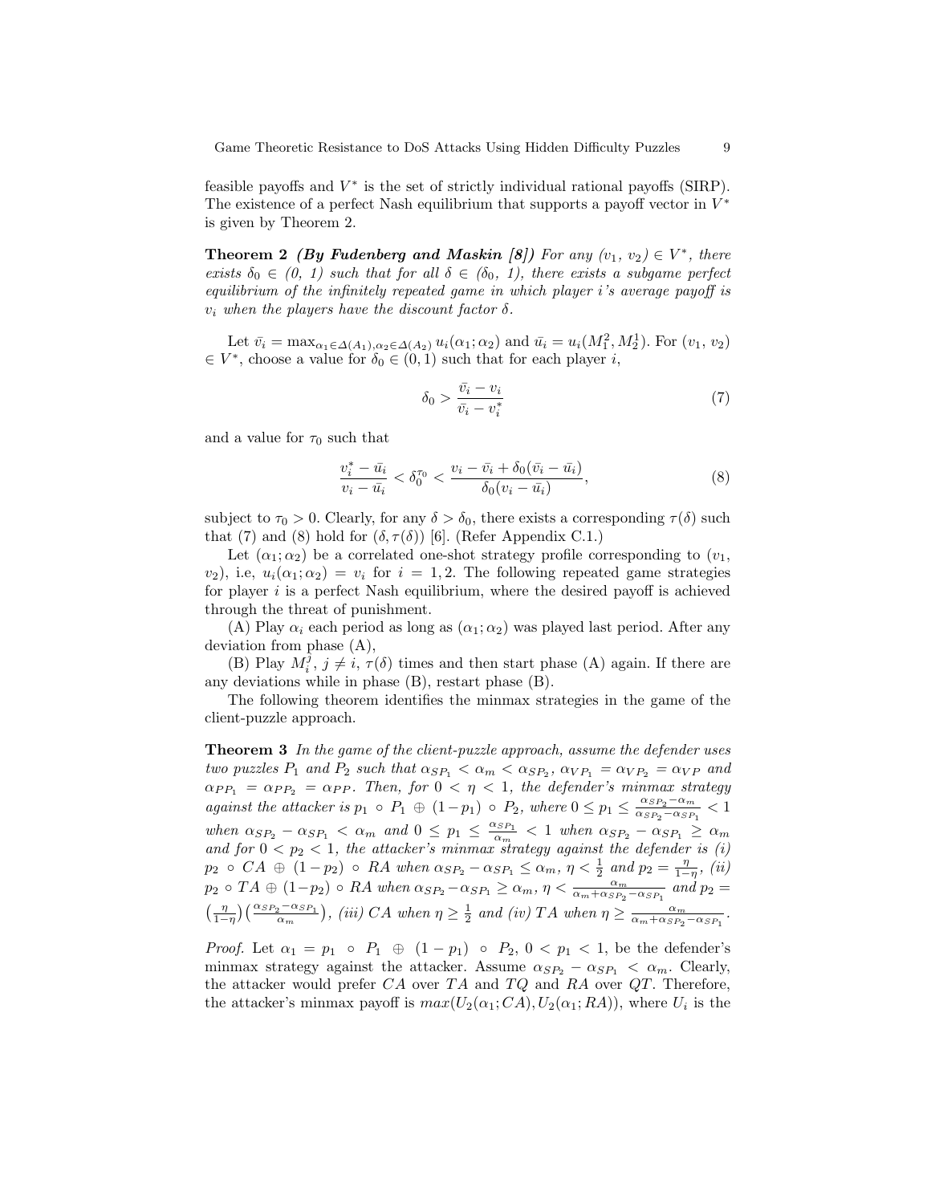feasible payoffs and $V^*$ is the set of strictly individual rational payoffs (SIRP). The existence of a perfect Nash equilibrium that supports a payoff vector in $V^*$ is given by Theorem 2.

**Theorem 2** ***(By Fudenberg and Maskin [8])*** *For any $(v_1, v_2) \in V^*$, there exists $\delta_0 \in (0, 1)$ such that for all $\delta \in (\delta_0, 1)$, there exists a subgame perfect equilibrium of the infinitely repeated game in which player i's average payoff is $v_i$ when the players have the discount factor $\delta$.*

Let $\bar{v}_i = \max_{\alpha_1 \in \Delta(A_1), \alpha_2 \in \Delta(A_2)} u_i(\alpha_1; \alpha_2)$ and $\bar{u}_i = u_i(M_1^2, M_2^1)$. For $(v_1, v_2) \in V^*$, choose a value for $\delta_0 \in (0, 1)$ such that for each player $i$,

$$\delta_0 > \frac{\bar{v}_i - v_i}{\bar{v}_i - v_i^*} \tag{7}$$

and a value for $\tau_0$ such that

$$\frac{v_i^* - \bar{u}_i}{v_i - \bar{u}_i} < \delta_0^{\tau_0} < \frac{v_i - \bar{v}_i + \delta_0(\bar{v}_i - \bar{u}_i)}{\delta_0(v_i - \bar{u}_i)}, \tag{8}$$

subject to $\tau_0 > 0$. Clearly, for any $\delta > \delta_0$, there exists a corresponding $\tau(\delta)$ such that (7) and (8) hold for $(\delta, \tau(\delta))$ [6]. (Refer Appendix C.1.)

Let $(\alpha_1; \alpha_2)$ be a correlated one-shot strategy profile corresponding to $(v_1, v_2)$, i.e, $u_i(\alpha_1; \alpha_2) = v_i$ for $i = 1, 2$. The following repeated game strategies for player $i$ is a perfect Nash equilibrium, where the desired payoff is achieved through the threat of punishment.

(A) Play $\alpha_i$ each period as long as $(\alpha_1; \alpha_2)$ was played last period. After any deviation from phase (A),

(B) Play $M_i^j$, $j \neq i$, $\tau(\delta)$ times and then start phase (A) again. If there are any deviations while in phase (B), restart phase (B).

The following theorem identifies the minmax strategies in the game of the client-puzzle approach.

**Theorem 3** *In the game of the client-puzzle approach, assume the defender uses two puzzles $P_1$ and $P_2$ such that $\alpha_{SP_1} < \alpha_m < \alpha_{SP_2}$, $\alpha_{VP_1} = \alpha_{VP_2} = \alpha_{VP}$ and $\alpha_{PP_1} = \alpha_{PP_2} = \alpha_{PP}$. Then, for $0 < \eta < 1$, the defender's minmax strategy against the attacker is $p_1 \circ P_1 \oplus (1-p_1) \circ P_2$, where $0 \leq p_1 \leq \frac{\alpha_{SP_2} - \alpha_m}{\alpha_{SP_2} - \alpha_{SP_1}} < 1$ when $\alpha_{SP_2} - \alpha_{SP_1} < \alpha_m$ and $0 \leq p_1 \leq \frac{\alpha_{SP_1}}{\alpha_m} < 1$ when $\alpha_{SP_2} - \alpha_{SP_1} \geq \alpha_m$ and for $0 < p_2 < 1$, the attacker's minmax strategy against the defender is (i) $p_2 \circ CA \oplus (1-p_2) \circ RA$ when $\alpha_{SP_2} - \alpha_{SP_1} \leq \alpha_m$, $\eta < \frac{1}{2}$ and $p_2 = \frac{\eta}{1-\eta}$, (ii) $p_2 \circ TA \oplus (1-p_2) \circ RA$ when $\alpha_{SP_2} - \alpha_{SP_1} \geq \alpha_m$, $\eta < \frac{\alpha_m}{\alpha_m + \alpha_{SP_2} - \alpha_{SP_1}}$ and $p_2 = \left(\frac{\eta}{1-\eta}\right)\left(\frac{\alpha_{SP_2} - \alpha_{SP_1}}{\alpha_m}\right)$, (iii) $CA$ when $\eta \geq \frac{1}{2}$ and (iv) $TA$ when $\eta \geq \frac{\alpha_m}{\alpha_m + \alpha_{SP_2} - \alpha_{SP_1}}$.*

*Proof.* Let $\alpha_1 = p_1 \circ P_1 \oplus (1-p_1) \circ P_2$, $0 < p_1 < 1$, be the defender's minmax strategy against the attacker. Assume $\alpha_{SP_2} - \alpha_{SP_1} < \alpha_m$. Clearly, the attacker would prefer $CA$ over $TA$ and $TQ$ and $RA$ over $QT$. Therefore, the attacker's minmax payoff is $max(U_2(\alpha_1; CA), U_2(\alpha_1; RA))$, where $U_i$ is the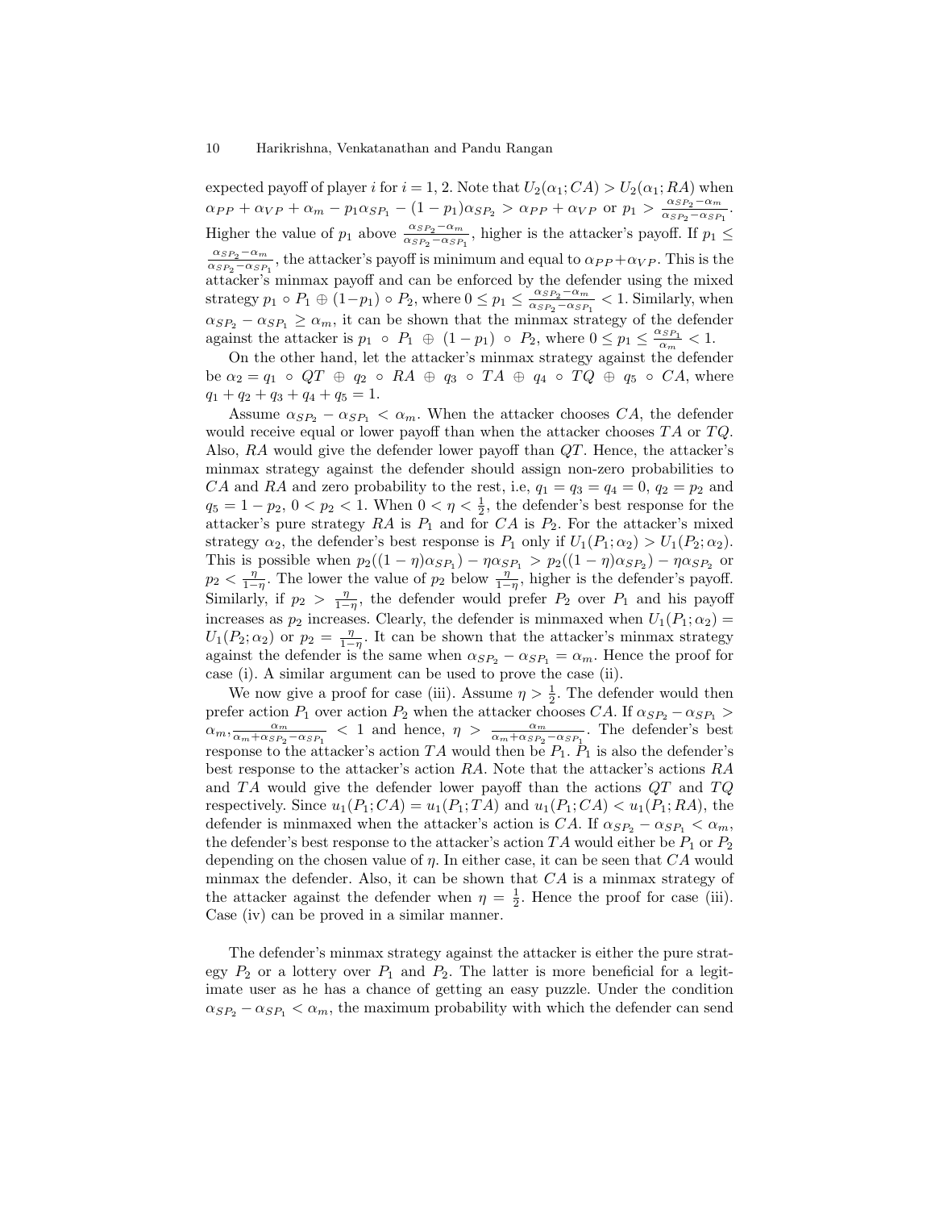expected payoff of player $i$ for $i = 1, 2$. Note that $U_2(\alpha_1; CA) > U_2(\alpha_1; RA)$ when $\alpha_{PP} + \alpha_{VP} + \alpha_m - p_1\alpha_{SP_1} - (1-p_1)\alpha_{SP_2} > \alpha_{PP} + \alpha_{VP}$ or $p_1 > \frac{\alpha_{SP_2} - \alpha_m}{\alpha_{SP_2} - \alpha_{SP_1}}$. Higher the value of $p_1$ above $\frac{\alpha_{SP_2} - \alpha_m}{\alpha_{SP_2} - \alpha_{SP_1}}$, higher is the attacker's payoff. If $p_1 \leq \frac{\alpha_{SP_2} - \alpha_m}{\alpha_{SP_2} - \alpha_{SP_1}}$, the attacker's payoff is minimum and equal to $\alpha_{PP} + \alpha_{VP}$. This is the attacker's minmax payoff and can be enforced by the defender using the mixed strategy $p_1 \circ P_1 \oplus (1-p_1) \circ P_2$, where $0 \leq p_1 \leq \frac{\alpha_{SP_2} - \alpha_m}{\alpha_{SP_2} - \alpha_{SP_1}} < 1$. Similarly, when $\alpha_{SP_2} - \alpha_{SP_1} \geq \alpha_m$, it can be shown that the minmax strategy of the defender against the attacker is $p_1 \circ P_1 \oplus (1-p_1) \circ P_2$, where $0 \leq p_1 \leq \frac{\alpha_{SP_1}}{\alpha_m} < 1$.

On the other hand, let the attacker's minmax strategy against the defender be $\alpha_2 = q_1 \circ QT \oplus q_2 \circ RA \oplus q_3 \circ TA \oplus q_4 \circ TQ \oplus q_5 \circ CA$, where $q_1 + q_2 + q_3 + q_4 + q_5 = 1$.

Assume $\alpha_{SP_2} - \alpha_{SP_1} < \alpha_m$. When the attacker chooses $CA$, the defender would receive equal or lower payoff than when the attacker chooses $TA$ or $TQ$. Also, $RA$ would give the defender lower payoff than $QT$. Hence, the attacker's minmax strategy against the defender should assign non-zero probabilities to $CA$ and $RA$ and zero probability to the rest, i.e, $q_1 = q_3 = q_4 = 0$, $q_2 = p_2$ and $q_5 = 1 - p_2$, $0 < p_2 < 1$. When $0 < \eta < \frac{1}{2}$, the defender's best response for the attacker's pure strategy $RA$ is $P_1$ and for $CA$ is $P_2$. For the attacker's mixed strategy $\alpha_2$, the defender's best response is $P_1$ only if $U_1(P_1; \alpha_2) > U_1(P_2; \alpha_2)$. This is possible when $p_2((1-\eta)\alpha_{SP_1}) - \eta\alpha_{SP_1} > p_2((1-\eta)\alpha_{SP_2}) - \eta\alpha_{SP_2}$ or $p_2 < \frac{\eta}{1-\eta}$. The lower the value of $p_2$ below $\frac{\eta}{1-\eta}$, higher is the defender's payoff. Similarly, if $p_2 > \frac{\eta}{1-\eta}$, the defender would prefer $P_2$ over $P_1$ and his payoff increases as $p_2$ increases. Clearly, the defender is minmaxed when $U_1(P_1; \alpha_2) = U_1(P_2; \alpha_2)$ or $p_2 = \frac{\eta}{1-\eta}$. It can be shown that the attacker's minmax strategy against the defender is the same when $\alpha_{SP_2} - \alpha_{SP_1} = \alpha_m$. Hence the proof for case (i). A similar argument can be used to prove the case (ii).

We now give a proof for case (iii). Assume $\eta > \frac{1}{2}$. The defender would then prefer action $P_1$ over action $P_2$ when the attacker chooses $CA$. If $\alpha_{SP_2} - \alpha_{SP_1} > \alpha_m, \frac{\alpha_m}{\alpha_m + \alpha_{SP_2} - \alpha_{SP_1}} < 1$ and hence, $\eta > \frac{\alpha_m}{\alpha_m + \alpha_{SP_2} - \alpha_{SP_1}}$. The defender's best response to the attacker's action $TA$ would then be $P_1$. $P_1$ is also the defender's best response to the attacker's action $RA$. Note that the attacker's actions $RA$ and $TA$ would give the defender lower payoff than the actions $QT$ and $TQ$ respectively. Since $u_1(P_1; CA) = u_1(P_1; TA)$ and $u_1(P_1; CA) < u_1(P_1; RA)$, the defender is minmaxed when the attacker's action is $CA$. If $\alpha_{SP_2} - \alpha_{SP_1} < \alpha_m$, the defender's best response to the attacker's action $TA$ would either be $P_1$ or $P_2$ depending on the chosen value of $\eta$. In either case, it can be seen that $CA$ would minmax the defender. Also, it can be shown that $CA$ is a minmax strategy of the attacker against the defender when $\eta = \frac{1}{2}$. Hence the proof for case (iii). Case (iv) can be proved in a similar manner.

The defender's minmax strategy against the attacker is either the pure strategy $P_2$ or a lottery over $P_1$ and $P_2$. The latter is more beneficial for a legitimate user as he has a chance of getting an easy puzzle. Under the condition $\alpha_{SP_2} - \alpha_{SP_1} < \alpha_m$, the maximum probability with which the defender can send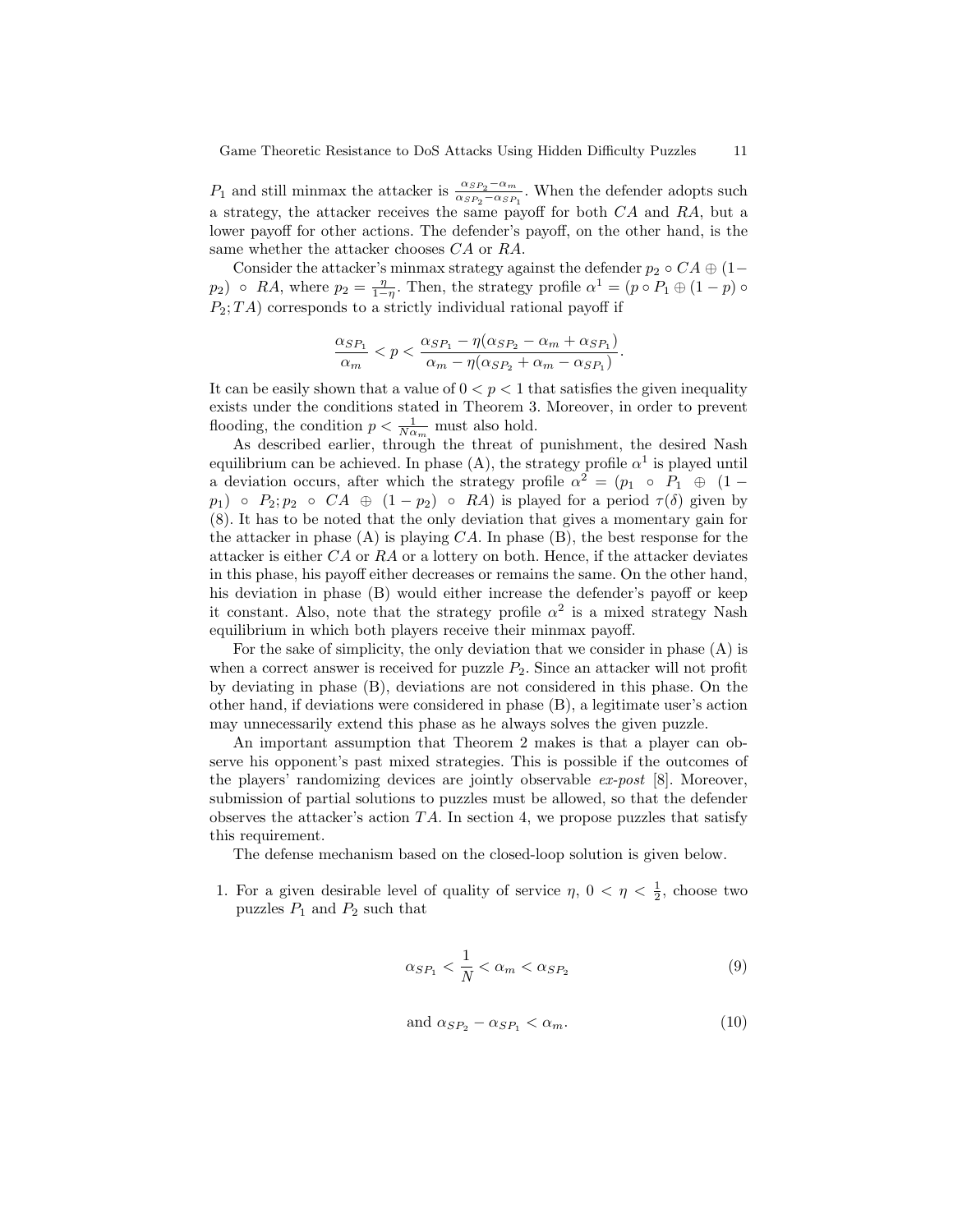$P_1$ and still minmax the attacker is $\frac{\alpha_{SP_2}-\alpha_m}{\alpha_{SP_2}-\alpha_{SP_1}}$. When the defender adopts such a strategy, the attacker receives the same payoff for both $CA$ and $RA$, but a lower payoff for other actions. The defender's payoff, on the other hand, is the same whether the attacker chooses $CA$ or $RA$.

Consider the attacker's minmax strategy against the defender $p_2 \circ CA \oplus (1-p_2) \circ RA$, where $p_2 = \frac{\eta}{1-\eta}$. Then, the strategy profile $\alpha^1 = (p \circ P_1 \oplus (1-p) \circ P_2; TA)$ corresponds to a strictly individual rational payoff if

$$\frac{\alpha_{SP_1}}{\alpha_m} < p < \frac{\alpha_{SP_1} - \eta(\alpha_{SP_2} - \alpha_m + \alpha_{SP_1})}{\alpha_m - \eta(\alpha_{SP_2} + \alpha_m - \alpha_{SP_1})}.$$

It can be easily shown that a value of $0 < p < 1$ that satisfies the given inequality exists under the conditions stated in Theorem 3. Moreover, in order to prevent flooding, the condition $p < \frac{1}{N\alpha_m}$ must also hold.

As described earlier, through the threat of punishment, the desired Nash equilibrium can be achieved. In phase (A), the strategy profile $\alpha^1$ is played until a deviation occurs, after which the strategy profile $\alpha^2 = (p_1 \circ P_1 \oplus (1-p_1) \circ P_2; p_2 \circ CA \oplus (1-p_2) \circ RA)$ is played for a period $\tau(\delta)$ given by (8). It has to be noted that the only deviation that gives a momentary gain for the attacker in phase (A) is playing $CA$. In phase (B), the best response for the attacker is either $CA$ or $RA$ or a lottery on both. Hence, if the attacker deviates in this phase, his payoff either decreases or remains the same. On the other hand, his deviation in phase (B) would either increase the defender's payoff or keep it constant. Also, note that the strategy profile $\alpha^2$ is a mixed strategy Nash equilibrium in which both players receive their minmax payoff.

For the sake of simplicity, the only deviation that we consider in phase (A) is when a correct answer is received for puzzle $P_2$. Since an attacker will not profit by deviating in phase (B), deviations are not considered in this phase. On the other hand, if deviations were considered in phase (B), a legitimate user's action may unnecessarily extend this phase as he always solves the given puzzle.

An important assumption that Theorem 2 makes is that a player can observe his opponent's past mixed strategies. This is possible if the outcomes of the players' randomizing devices are jointly observable *ex-post* [8]. Moreover, submission of partial solutions to puzzles must be allowed, so that the defender observes the attacker's action $TA$. In section 4, we propose puzzles that satisfy this requirement.

The defense mechanism based on the closed-loop solution is given below.

1. For a given desirable level of quality of service $\eta$, $0 < \eta < \frac{1}{2}$, choose two puzzles $P_1$ and $P_2$ such that

$$\alpha_{SP_1} < \frac{1}{N} < \alpha_m < \alpha_{SP_2} \tag{9}$$

$$\text{and } \alpha_{SP_2} - \alpha_{SP_1} < \alpha_m. \tag{10}$$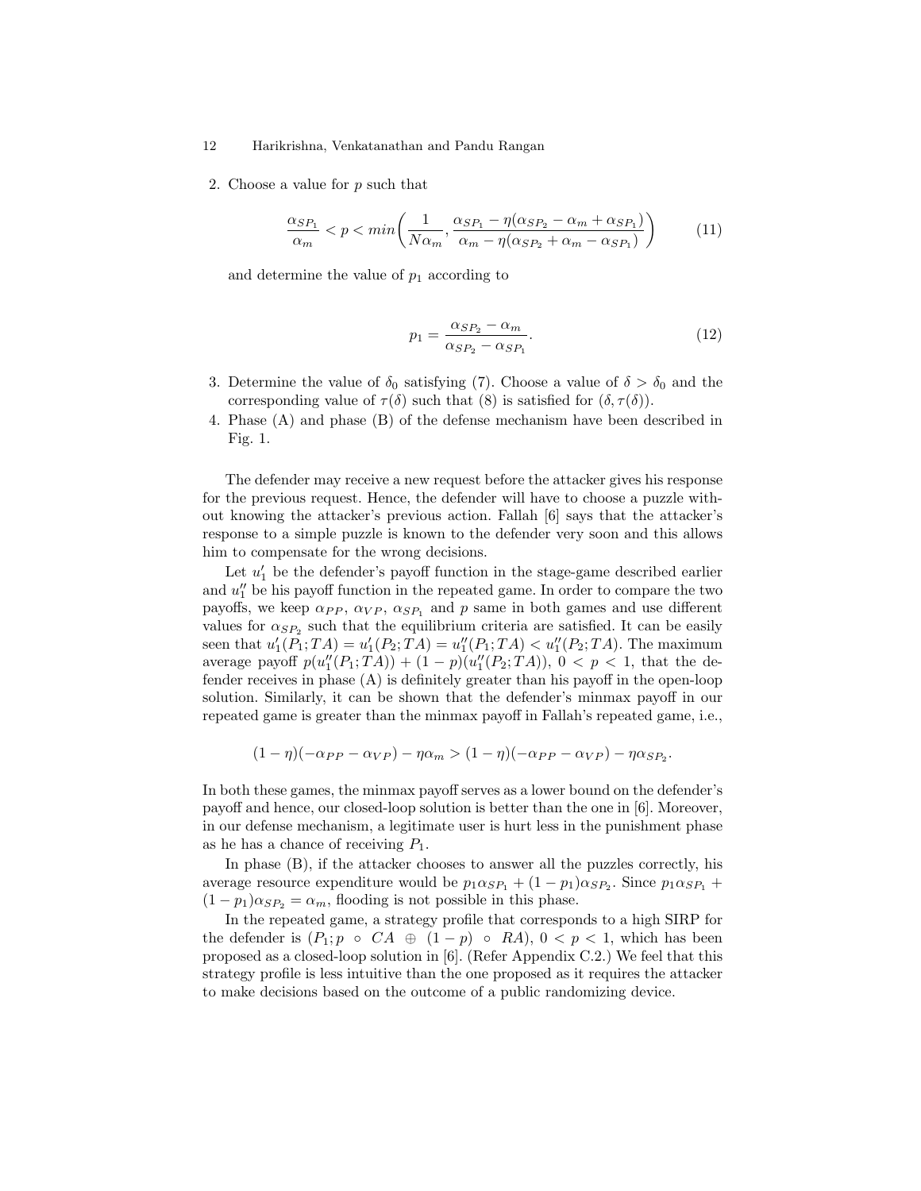2. Choose a value for $p$ such that

$$\frac{\alpha_{SP_1}}{\alpha_m} < p < min\left(\frac{1}{N\alpha_m}, \frac{\alpha_{SP_1} - \eta(\alpha_{SP_2} - \alpha_m + \alpha_{SP_1})}{\alpha_m - \eta(\alpha_{SP_2} + \alpha_m - \alpha_{SP_1})}\right) \tag{11}$$

and determine the value of $p_1$ according to

$$p_1 = \frac{\alpha_{SP_2} - \alpha_m}{\alpha_{SP_2} - \alpha_{SP_1}}. \tag{12}$$

3. Determine the value of $\delta_0$ satisfying (7). Choose a value of $\delta > \delta_0$ and the corresponding value of $\tau(\delta)$ such that (8) is satisfied for $(\delta, \tau(\delta))$.
4. Phase (A) and phase (B) of the defense mechanism have been described in Fig. 1.

The defender may receive a new request before the attacker gives his response for the previous request. Hence, the defender will have to choose a puzzle without knowing the attacker's previous action. Fallah [6] says that the attacker's response to a simple puzzle is known to the defender very soon and this allows him to compensate for the wrong decisions.

Let $u_1'$ be the defender's payoff function in the stage-game described earlier and $u_1''$ be his payoff function in the repeated game. In order to compare the two payoffs, we keep $\alpha_{PP}$, $\alpha_{VP}$, $\alpha_{SP_1}$ and $p$ same in both games and use different values for $\alpha_{SP_2}$ such that the equilibrium criteria are satisfied. It can be easily seen that $u_1'(P_1; TA) = u_1'(P_2; TA) = u_1''(P_1; TA) < u_1''(P_2; TA)$. The maximum average payoff $p(u_1''(P_1; TA)) + (1 - p)(u_1''(P_2; TA))$, $0 < p < 1$, that the defender receives in phase (A) is definitely greater than his payoff in the open-loop solution. Similarly, it can be shown that the defender's minmax payoff in our repeated game is greater than the minmax payoff in Fallah's repeated game, i.e.,

$$(1 - \eta)(-\alpha_{PP} - \alpha_{VP}) - \eta\alpha_m > (1 - \eta)(-\alpha_{PP} - \alpha_{VP}) - \eta\alpha_{SP_2}.$$

In both these games, the minmax payoff serves as a lower bound on the defender's payoff and hence, our closed-loop solution is better than the one in [6]. Moreover, in our defense mechanism, a legitimate user is hurt less in the punishment phase as he has a chance of receiving $P_1$.

In phase (B), if the attacker chooses to answer all the puzzles correctly, his average resource expenditure would be $p_1\alpha_{SP_1} + (1 - p_1)\alpha_{SP_2}$. Since $p_1\alpha_{SP_1} + (1 - p_1)\alpha_{SP_2} = \alpha_m$, flooding is not possible in this phase.

In the repeated game, a strategy profile that corresponds to a high SIRP for the defender is $(P_1; p \circ CA \oplus (1 - p) \circ RA)$, $0 < p < 1$, which has been proposed as a closed-loop solution in [6]. (Refer Appendix C.2.) We feel that this strategy profile is less intuitive than the one proposed as it requires the attacker to make decisions based on the outcome of a public randomizing device.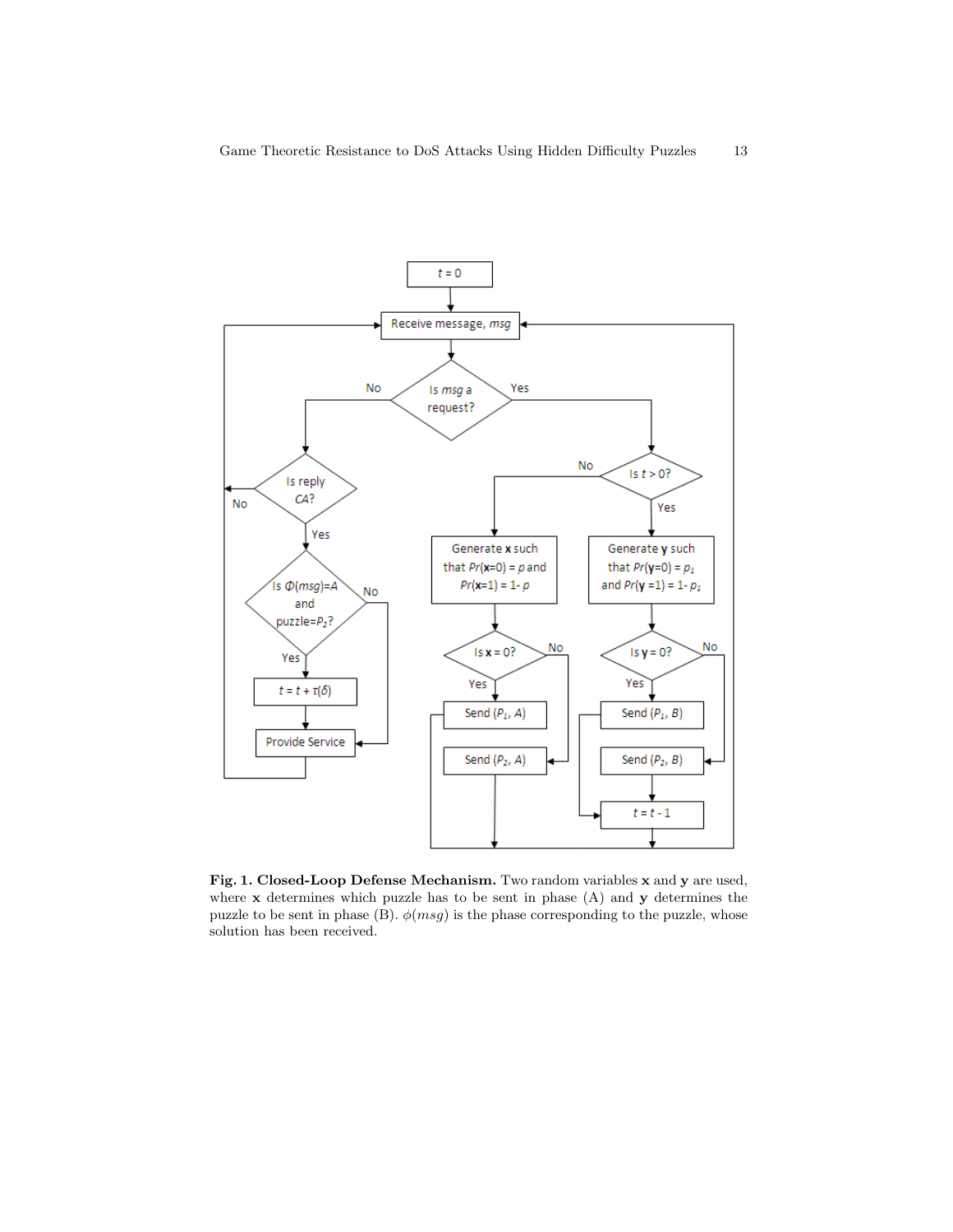**Fig. 1. Closed-Loop Defense Mechanism.** Two random variables $\mathbf{x}$ and $\mathbf{y}$ are used, where $\mathbf{x}$ determines which puzzle has to be sent in phase (A) and $\mathbf{y}$ determines the puzzle to be sent in phase (B). $\phi(msg)$ is the phase corresponding to the puzzle, whose solution has been received.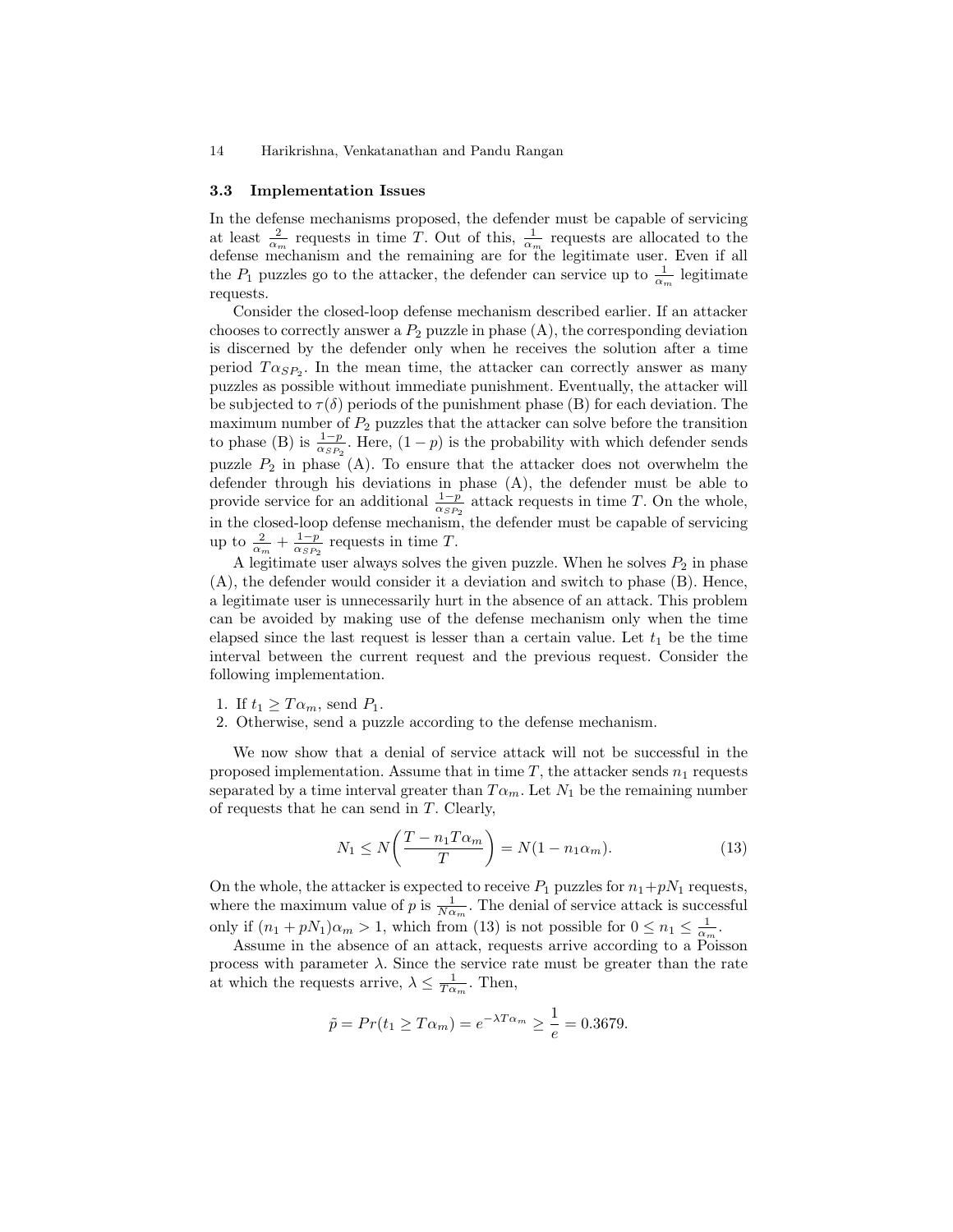### 3.3 Implementation Issues

In the defense mechanisms proposed, the defender must be capable of servicing at least $\frac{2}{\alpha_m}$ requests in time $T$. Out of this, $\frac{1}{\alpha_m}$ requests are allocated to the defense mechanism and the remaining are for the legitimate user. Even if all the $P_1$ puzzles go to the attacker, the defender can service up to $\frac{1}{\alpha_m}$ legitimate requests.

Consider the closed-loop defense mechanism described earlier. If an attacker chooses to correctly answer a $P_2$ puzzle in phase (A), the corresponding deviation is discerned by the defender only when he receives the solution after a time period $T\alpha_{SP_2}$. In the mean time, the attacker can correctly answer as many puzzles as possible without immediate punishment. Eventually, the attacker will be subjected to $\tau(\delta)$ periods of the punishment phase (B) for each deviation. The maximum number of $P_2$ puzzles that the attacker can solve before the transition to phase (B) is $\frac{1-p}{\alpha_{SP_2}}$. Here, $(1-p)$ is the probability with which defender sends puzzle $P_2$ in phase (A). To ensure that the attacker does not overwhelm the defender through his deviations in phase (A), the defender must be able to provide service for an additional $\frac{1-p}{\alpha_{SP_2}}$ attack requests in time $T$. On the whole, in the closed-loop defense mechanism, the defender must be capable of servicing up to $\frac{2}{\alpha_m} + \frac{1-p}{\alpha_{SP_2}}$ requests in time $T$.

A legitimate user always solves the given puzzle. When he solves $P_2$ in phase (A), the defender would consider it a deviation and switch to phase (B). Hence, a legitimate user is unnecessarily hurt in the absence of an attack. This problem can be avoided by making use of the defense mechanism only when the time elapsed since the last request is lesser than a certain value. Let $t_1$ be the time interval between the current request and the previous request. Consider the following implementation.

1. If $t_1 \geq T\alpha_m$, send $P_1$.
2. Otherwise, send a puzzle according to the defense mechanism.

We now show that a denial of service attack will not be successful in the proposed implementation. Assume that in time $T$, the attacker sends $n_1$ requests separated by a time interval greater than $T\alpha_m$. Let $N_1$ be the remaining number of requests that he can send in $T$. Clearly,

$$N_1 \leq N\left(\frac{T - n_1 T\alpha_m}{T}\right) = N(1 - n_1\alpha_m). \tag{13}$$

On the whole, the attacker is expected to receive $P_1$ puzzles for $n_1 + pN_1$ requests, where the maximum value of $p$ is $\frac{1}{N\alpha_m}$. The denial of service attack is successful only if $(n_1 + pN_1)\alpha_m > 1$, which from (13) is not possible for $0 \leq n_1 \leq \frac{1}{\alpha_m}$.

Assume in the absence of an attack, requests arrive according to a Poisson process with parameter $\lambda$. Since the service rate must be greater than the rate at which the requests arrive, $\lambda \leq \frac{1}{T\alpha_m}$. Then,

$$\tilde{p} = Pr(t_1 \geq T\alpha_m) = e^{-\lambda T\alpha_m} \geq \frac{1}{e} = 0.3679.$$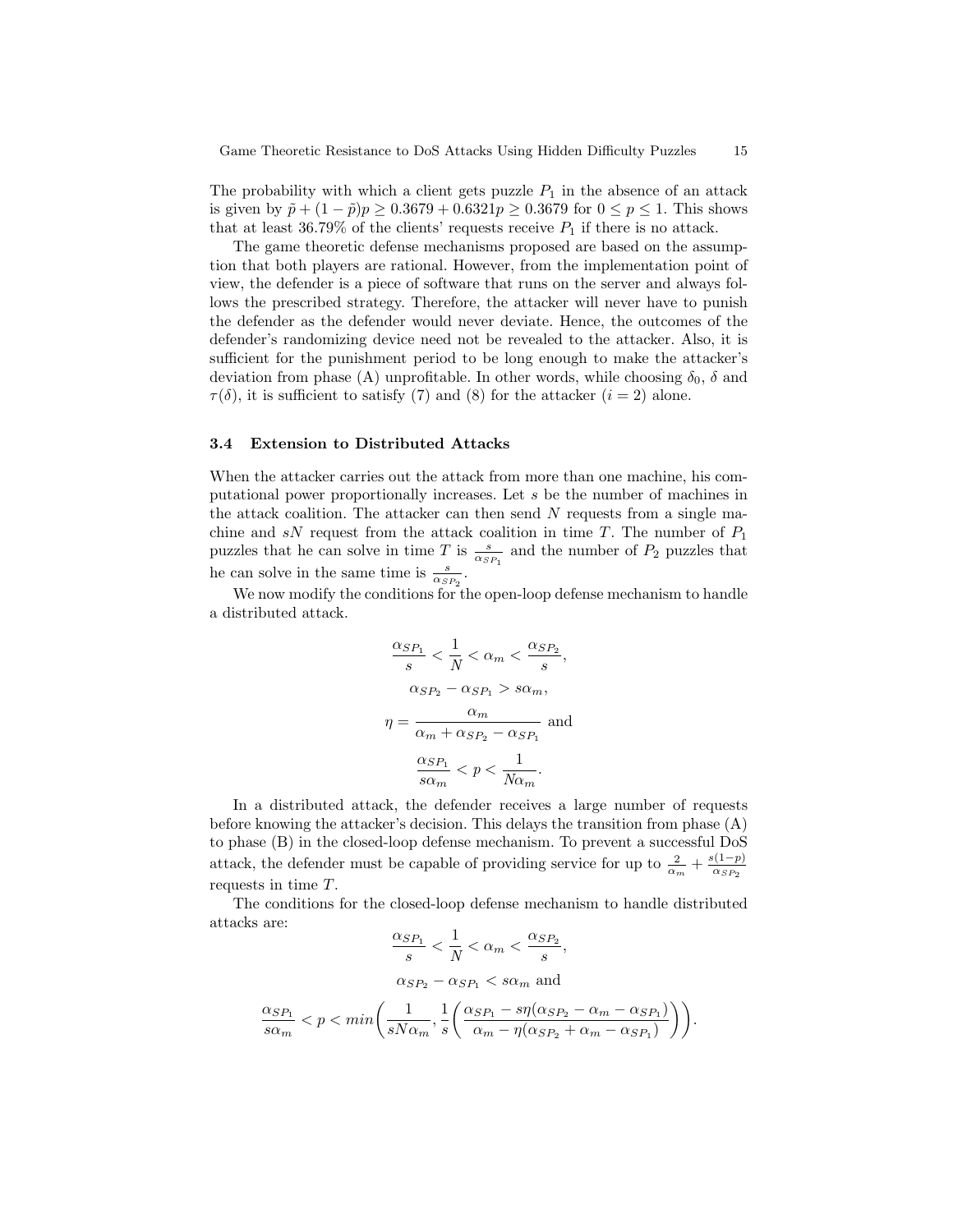The probability with which a client gets puzzle $P_1$ in the absence of an attack is given by $\tilde{p} + (1 - \tilde{p})p \geq 0.3679 + 0.6321p \geq 0.3679$ for $0 \leq p \leq 1$. This shows that at least 36.79% of the clients' requests receive $P_1$ if there is no attack.

The game theoretic defense mechanisms proposed are based on the assumption that both players are rational. However, from the implementation point of view, the defender is a piece of software that runs on the server and always follows the prescribed strategy. Therefore, the attacker will never have to punish the defender as the defender would never deviate. Hence, the outcomes of the defender's randomizing device need not be revealed to the attacker. Also, it is sufficient for the punishment period to be long enough to make the attacker's deviation from phase (A) unprofitable. In other words, while choosing $\delta_0$, $\delta$ and $\tau(\delta)$, it is sufficient to satisfy (7) and (8) for the attacker ($i = 2$) alone.

### 3.4 Extension to Distributed Attacks

When the attacker carries out the attack from more than one machine, his computational power proportionally increases. Let $s$ be the number of machines in the attack coalition. The attacker can then send $N$ requests from a single machine and $sN$ request from the attack coalition in time $T$. The number of $P_1$ puzzles that he can solve in time $T$ is $\frac{s}{\alpha_{SP_1}}$ and the number of $P_2$ puzzles that he can solve in the same time is $\frac{s}{\alpha_{SP_2}}$.

We now modify the conditions for the open-loop defense mechanism to handle a distributed attack.

$$\frac{\alpha_{SP_1}}{s} < \frac{1}{N} < \alpha_m < \frac{\alpha_{SP_2}}{s},$$

$$\alpha_{SP_2} - \alpha_{SP_1} > s\alpha_m,$$

$$\eta = \frac{\alpha_m}{\alpha_m + \alpha_{SP_2} - \alpha_{SP_1}} \text{ and}$$

$$\frac{\alpha_{SP_1}}{s\alpha_m} < p < \frac{1}{N\alpha_m}.$$

In a distributed attack, the defender receives a large number of requests before knowing the attacker's decision. This delays the transition from phase (A) to phase (B) in the closed-loop defense mechanism. To prevent a successful DoS attack, the defender must be capable of providing service for up to $\frac{2}{\alpha_m} + \frac{s(1-p)}{\alpha_{SP_2}}$ requests in time $T$.

The conditions for the closed-loop defense mechanism to handle distributed attacks are:

$$\frac{\alpha_{SP_1}}{s} < \frac{1}{N} < \alpha_m < \frac{\alpha_{SP_2}}{s},$$

$$\alpha_{SP_2} - \alpha_{SP_1} < s\alpha_m \text{ and}$$

$$\frac{\alpha_{SP_1}}{s\alpha_m} < p < min\left(\frac{1}{sN\alpha_m}, \frac{1}{s}\left(\frac{\alpha_{SP_1} - s\eta(\alpha_{SP_2} - \alpha_m - \alpha_{SP_1})}{\alpha_m - \eta(\alpha_{SP_2} + \alpha_m - \alpha_{SP_1})}\right)\right).$$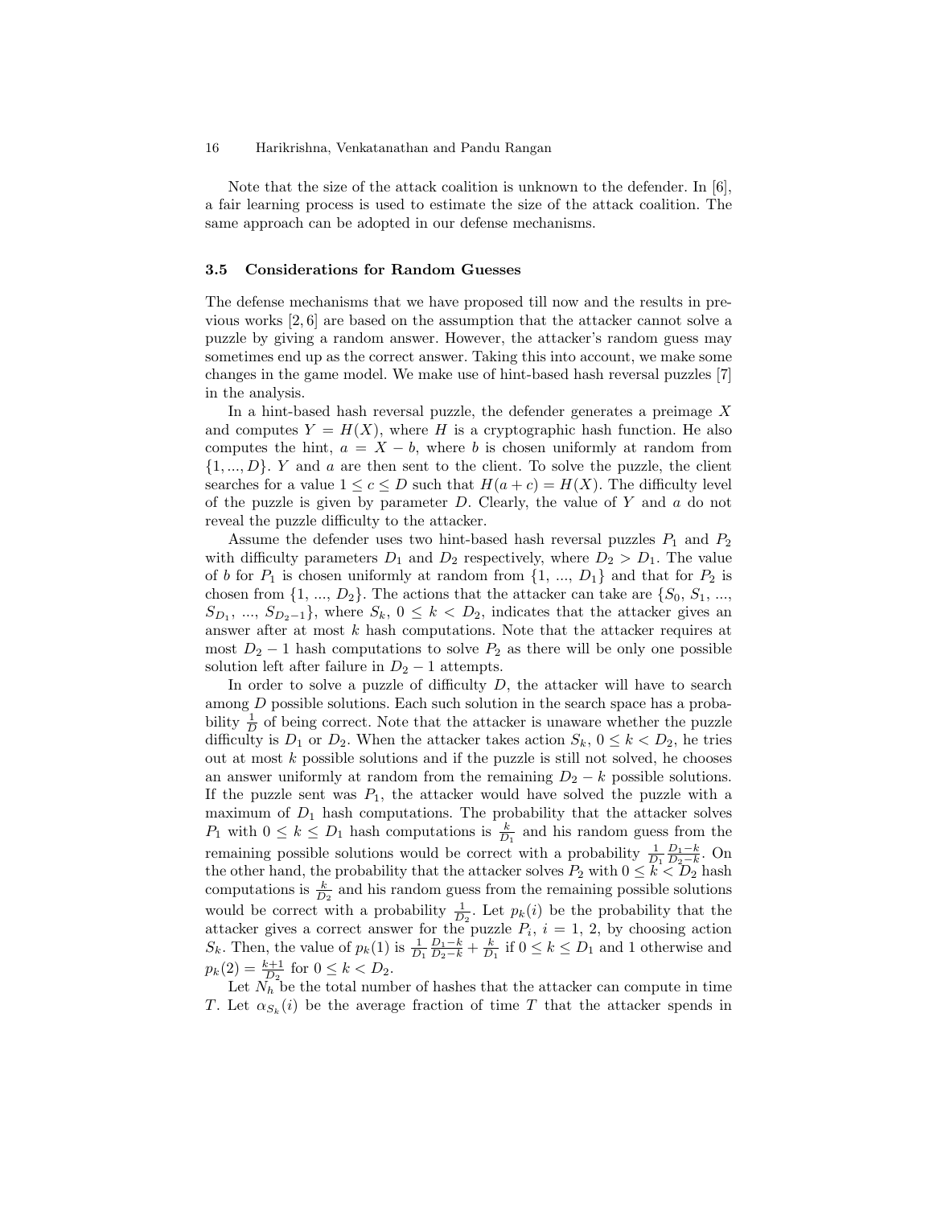Note that the size of the attack coalition is unknown to the defender. In [6], a fair learning process is used to estimate the size of the attack coalition. The same approach can be adopted in our defense mechanisms.

### 3.5 Considerations for Random Guesses

The defense mechanisms that we have proposed till now and the results in previous works [2, 6] are based on the assumption that the attacker cannot solve a puzzle by giving a random answer. However, the attacker's random guess may sometimes end up as the correct answer. Taking this into account, we make some changes in the game model. We make use of hint-based hash reversal puzzles [7] in the analysis.

In a hint-based hash reversal puzzle, the defender generates a preimage $X$ and computes $Y = H(X)$, where $H$ is a cryptographic hash function. He also computes the hint, $a = X - b$, where $b$ is chosen uniformly at random from $\{1, ..., D\}$. $Y$ and $a$ are then sent to the client. To solve the puzzle, the client searches for a value $1 \leq c \leq D$ such that $H(a + c) = H(X)$. The difficulty level of the puzzle is given by parameter $D$. Clearly, the value of $Y$ and $a$ do not reveal the puzzle difficulty to the attacker.

Assume the defender uses two hint-based hash reversal puzzles $P_1$ and $P_2$ with difficulty parameters $D_1$ and $D_2$ respectively, where $D_2 > D_1$. The value of $b$ for $P_1$ is chosen uniformly at random from $\{1, ..., D_1\}$ and that for $P_2$ is chosen from $\{1, ..., D_2\}$. The actions that the attacker can take are $\{S_0, S_1, ..., S_{D_1}, ..., S_{D_2 - 1}\}$, where $S_k$, $0 \leq k < D_2$, indicates that the attacker gives an answer after at most $k$ hash computations. Note that the attacker requires at most $D_2 - 1$ hash computations to solve $P_2$ as there will be only one possible solution left after failure in $D_2 - 1$ attempts.

In order to solve a puzzle of difficulty $D$, the attacker will have to search among $D$ possible solutions. Each such solution in the search space has a probability $\frac{1}{D}$ of being correct. Note that the attacker is unaware whether the puzzle difficulty is $D_1$ or $D_2$. When the attacker takes action $S_k$, $0 \leq k < D_2$, he tries out at most $k$ possible solutions and if the puzzle is still not solved, he chooses an answer uniformly at random from the remaining $D_2 - k$ possible solutions. If the puzzle sent was $P_1$, the attacker would have solved the puzzle with a maximum of $D_1$ hash computations. The probability that the attacker solves $P_1$ with $0 \leq k \leq D_1$ hash computations is $\frac{k}{D_1}$ and his random guess from the remaining possible solutions would be correct with a probability $\frac{1}{D_1} \frac{D_1 - k}{D_2 - k}$. On the other hand, the probability that the attacker solves $P_2$ with $0 \leq k < D_2$ hash computations is $\frac{k}{D_2}$ and his random guess from the remaining possible solutions would be correct with a probability $\frac{1}{D_2}$. Let $p_k(i)$ be the probability that the attacker gives a correct answer for the puzzle $P_i$, $i = 1, 2$, by choosing action $S_k$. Then, the value of $p_k(1)$ is $\frac{1}{D_1} \frac{D_1 - k}{D_2 - k} + \frac{k}{D_1}$ if $0 \leq k \leq D_1$ and 1 otherwise and $p_k(2) = \frac{k+1}{D_2}$ for $0 \leq k < D_2$.

Let $N_h$ be the total number of hashes that the attacker can compute in time $T$. Let $\alpha_{S_k}(i)$ be the average fraction of time $T$ that the attacker spends in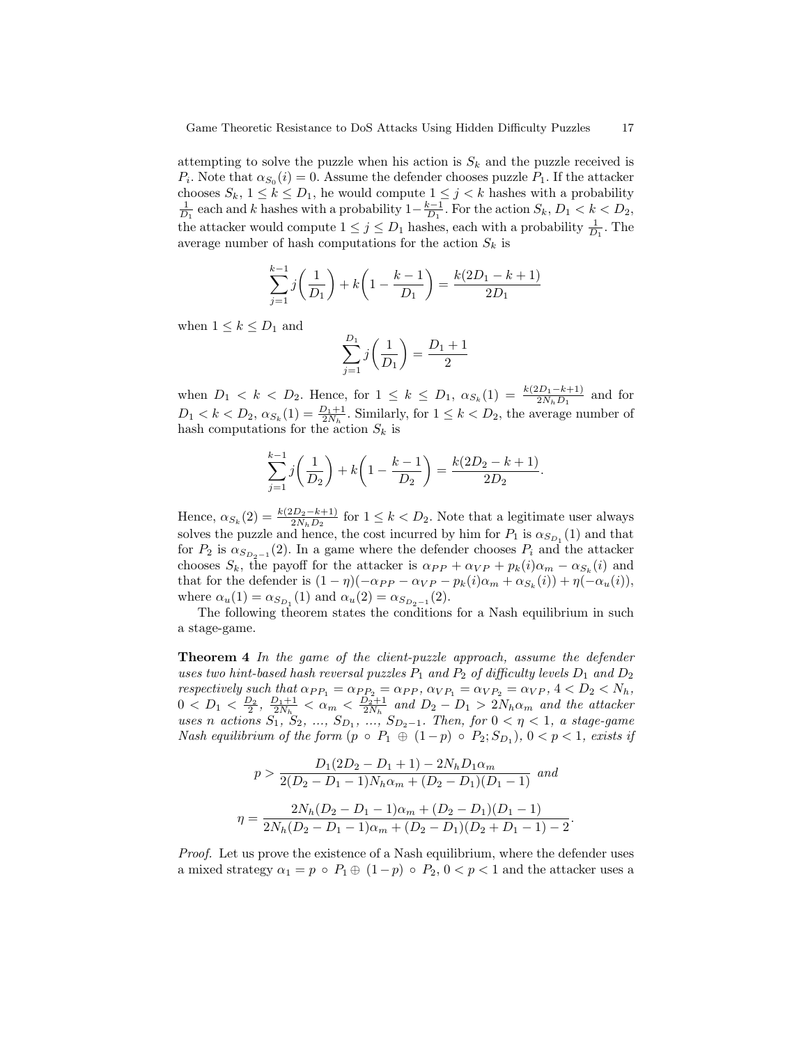attempting to solve the puzzle when his action is $S_k$ and the puzzle received is $P_i$. Note that $\alpha_{S_0}(i) = 0$. Assume the defender chooses puzzle $P_1$. If the attacker chooses $S_k$, $1 \leq k \leq D_1$, he would compute $1 \leq j < k$ hashes with a probability $\frac{1}{D_1}$ each and $k$ hashes with a probability $1 - \frac{k-1}{D_1}$. For the action $S_k$, $D_1 < k < D_2$, the attacker would compute $1 \leq j \leq D_1$ hashes, each with a probability $\frac{1}{D_1}$. The average number of hash computations for the action $S_k$ is

$$\sum_{j=1}^{k-1} j\left(\frac{1}{D_1}\right) + k\left(1 - \frac{k-1}{D_1}\right) = \frac{k(2D_1 - k + 1)}{2D_1}$$

when $1 \leq k \leq D_1$ and

$$\sum_{j=1}^{D_1} j\left(\frac{1}{D_1}\right) = \frac{D_1 + 1}{2}$$

when $D_1 < k < D_2$. Hence, for $1 \leq k \leq D_1$, $\alpha_{S_k}(1) = \frac{k(2D_1-k+1)}{2N_h D_1}$ and for $D_1 < k < D_2$, $\alpha_{S_k}(1) = \frac{D_1+1}{2N_h}$. Similarly, for $1 \leq k < D_2$, the average number of hash computations for the action $S_k$ is

$$\sum_{j=1}^{k-1} j\left(\frac{1}{D_2}\right) + k\left(1 - \frac{k-1}{D_2}\right) = \frac{k(2D_2 - k + 1)}{2D_2}.$$

Hence, $\alpha_{S_k}(2) = \frac{k(2D_2-k+1)}{2N_h D_2}$ for $1 \leq k < D_2$. Note that a legitimate user always solves the puzzle and hence, the cost incurred by him for $P_1$ is $\alpha_{S_{D_1}}(1)$ and that for $P_2$ is $\alpha_{S_{D_2-1}}(2)$. In a game where the defender chooses $P_i$ and the attacker chooses $S_k$, the payoff for the attacker is $\alpha_{PP} + \alpha_{VP} + p_k(i)\alpha_m - \alpha_{S_k}(i)$ and that for the defender is $(1-\eta)(-\alpha_{PP} - \alpha_{VP} - p_k(i)\alpha_m + \alpha_{S_k}(i)) + \eta(-\alpha_u(i))$, where $\alpha_u(1) = \alpha_{S_{D_1}}(1)$ and $\alpha_u(2) = \alpha_{S_{D_2-1}}(2)$.

The following theorem states the conditions for a Nash equilibrium in such a stage-game.

**Theorem 4** *In the game of the client-puzzle approach, assume the defender uses two hint-based hash reversal puzzles $P_1$ and $P_2$ of difficulty levels $D_1$ and $D_2$ respectively such that $\alpha_{PP_1} = \alpha_{PP_2} = \alpha_{PP}$, $\alpha_{VP_1} = \alpha_{VP_2} = \alpha_{VP}$, $4 < D_2 < N_h$, $0 < D_1 < \frac{D_2}{2}$, $\frac{D_1+1}{2N_h} < \alpha_m < \frac{D_2+1}{2N_h}$ and $D_2 - D_1 > 2N_h\alpha_m$ and the attacker uses $n$ actions $S_1$, $S_2$, ..., $S_{D_1}$, ..., $S_{D_2-1}$. Then, for $0 < \eta < 1$, a stage-game Nash equilibrium of the form $(p \circ P_1 \oplus (1-p) \circ P_2; S_{D_1})$, $0 < p < 1$, exists if*

$$p > \frac{D_1(2D_2 - D_1 + 1) - 2N_h D_1 \alpha_m}{2(D_2 - D_1 - 1)N_h\alpha_m + (D_2 - D_1)(D_1 - 1)} \text{ and}$$

$$\eta = \frac{2N_h(D_2 - D_1 - 1)\alpha_m + (D_2 - D_1)(D_1 - 1)}{2N_h(D_2 - D_1 - 1)\alpha_m + (D_2 - D_1)(D_2 + D_1 - 1) - 2}.$$

*Proof.* Let us prove the existence of a Nash equilibrium, where the defender uses a mixed strategy $\alpha_1 = p \circ P_1 \oplus (1-p) \circ P_2$, $0 < p < 1$ and the attacker uses a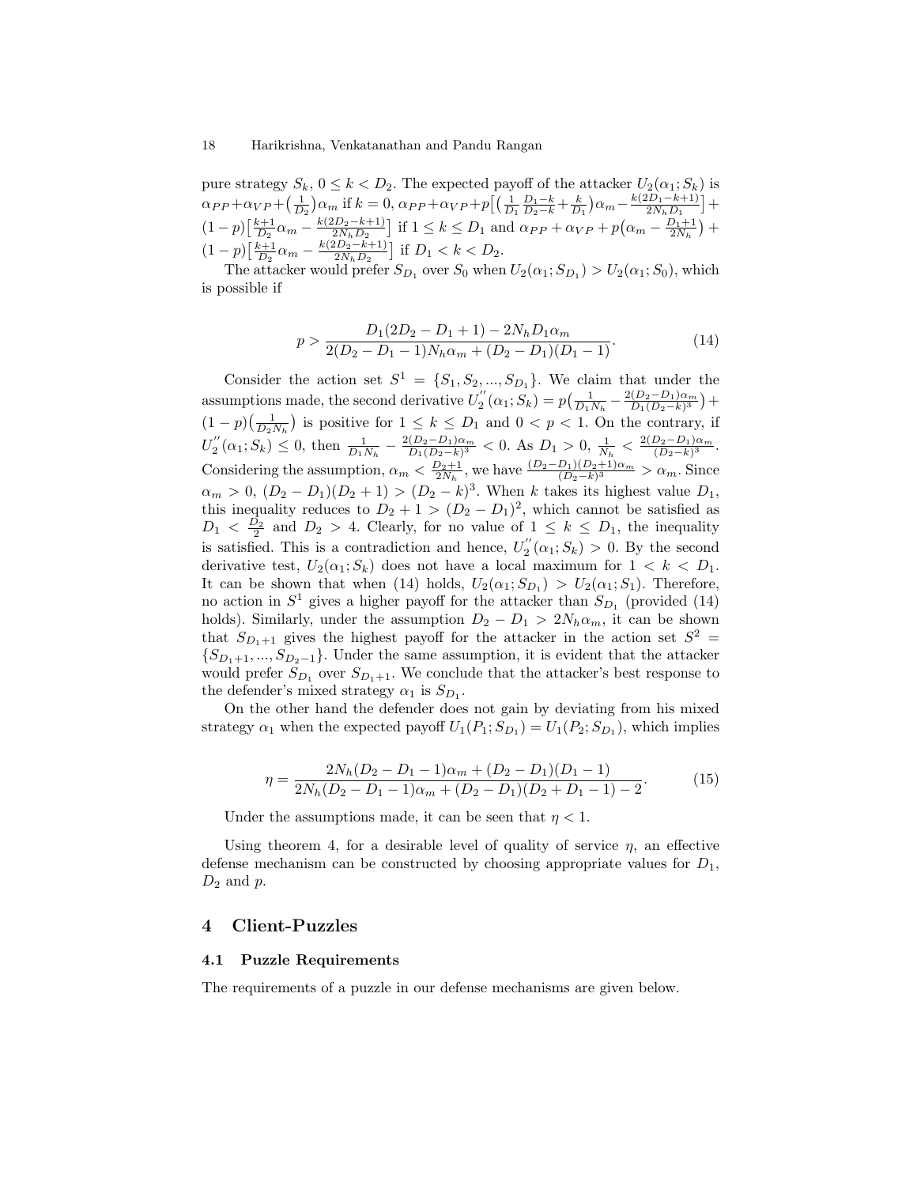pure strategy $S_k$, $0 \leq k < D_2$. The expected payoff of the attacker $U_2(\alpha_1; S_k)$ is $\alpha_{PP} + \alpha_{VP} + \left(\frac{1}{D_2}\right)\alpha_m$ if $k = 0$, $\alpha_{PP} + \alpha_{VP} + p\left[\left(\frac{1}{D_1}\frac{D_1-k}{D_2-k} + \frac{k}{D_1}\right)\alpha_m - \frac{k(2D_1-k+1)}{2N_h D_1}\right] + (1-p)\left[\frac{k+1}{D_2}\alpha_m - \frac{k(2D_2-k+1)}{2N_h D_2}\right]$ if $1 \leq k \leq D_1$ and $\alpha_{PP} + \alpha_{VP} + p\left(\alpha_m - \frac{D_1+1}{2N_h}\right) + (1-p)\left[\frac{k+1}{D_2}\alpha_m - \frac{k(2D_2-k+1)}{2N_h D_2}\right]$ if $D_1 < k < D_2$.

The attacker would prefer $S_{D_1}$ over $S_0$ when $U_2(\alpha_1; S_{D_1}) > U_2(\alpha_1; S_0)$, which is possible if

$$p > \frac{D_1(2D_2 - D_1 + 1) - 2N_h D_1 \alpha_m}{2(D_2 - D_1 - 1)N_h \alpha_m + (D_2 - D_1)(D_1 - 1)}. \tag{14}$$

Consider the action set $S^1 = \{S_1, S_2, ..., S_{D_1}\}$. We claim that under the assumptions made, the second derivative $U_2^{''}(\alpha_1; S_k) = p\left(\frac{1}{D_1 N_h} - \frac{2(D_2-D_1)\alpha_m}{D_1(D_2-k)^3}\right) + (1-p)\left(\frac{1}{D_2 N_h}\right)$ is positive for $1 \leq k \leq D_1$ and $0 < p < 1$. On the contrary, if $U_2^{''}(\alpha_1; S_k) \leq 0$, then $\frac{1}{D_1 N_h} - \frac{2(D_2-D_1)\alpha_m}{D_1(D_2-k)^3} < 0$. As $D_1 > 0$, $\frac{1}{N_h} < \frac{2(D_2-D_1)\alpha_m}{(D_2-k)^3}$. Considering the assumption, $\alpha_m < \frac{D_2+1}{2N_h}$, we have $\frac{(D_2-D_1)(D_2+1)\alpha_m}{(D_2-k)^3} > \alpha_m$. Since $\alpha_m > 0$, $(D_2 - D_1)(D_2 + 1) > (D_2 - k)^3$. When $k$ takes its highest value $D_1$, this inequality reduces to $D_2 + 1 > (D_2 - D_1)^2$, which cannot be satisfied as $D_1 < \frac{D_2}{2}$ and $D_2 > 4$. Clearly, for no value of $1 \leq k \leq D_1$, the inequality is satisfied. This is a contradiction and hence, $U_2^{''}(\alpha_1; S_k) > 0$. By the second derivative test, $U_2(\alpha_1; S_k)$ does not have a local maximum for $1 < k < D_1$. It can be shown that when (14) holds, $U_2(\alpha_1; S_{D_1}) > U_2(\alpha_1; S_1)$. Therefore, no action in $S^1$ gives a higher payoff for the attacker than $S_{D_1}$ (provided (14) holds). Similarly, under the assumption $D_2 - D_1 > 2N_h \alpha_m$, it can be shown that $S_{D_1+1}$ gives the highest payoff for the attacker in the action set $S^2 = \{S_{D_1+1}, ..., S_{D_2-1}\}$. Under the same assumption, it is evident that the attacker would prefer $S_{D_1}$ over $S_{D_1+1}$. We conclude that the attacker's best response to the defender's mixed strategy $\alpha_1$ is $S_{D_1}$.

On the other hand the defender does not gain by deviating from his mixed strategy $\alpha_1$ when the expected payoff $U_1(P_1; S_{D_1}) = U_1(P_2; S_{D_1})$, which implies

$$\eta = \frac{2N_h(D_2 - D_1 - 1)\alpha_m + (D_2 - D_1)(D_1 - 1)}{2N_h(D_2 - D_1 - 1)\alpha_m + (D_2 - D_1)(D_2 + D_1 - 1) - 2}. \tag{15}$$

Under the assumptions made, it can be seen that $\eta < 1$.

Using theorem 4, for a desirable level of quality of service $\eta$, an effective defense mechanism can be constructed by choosing appropriate values for $D_1$, $D_2$ and $p$.

## 4 Client-Puzzles

### 4.1 Puzzle Requirements

The requirements of a puzzle in our defense mechanisms are given below.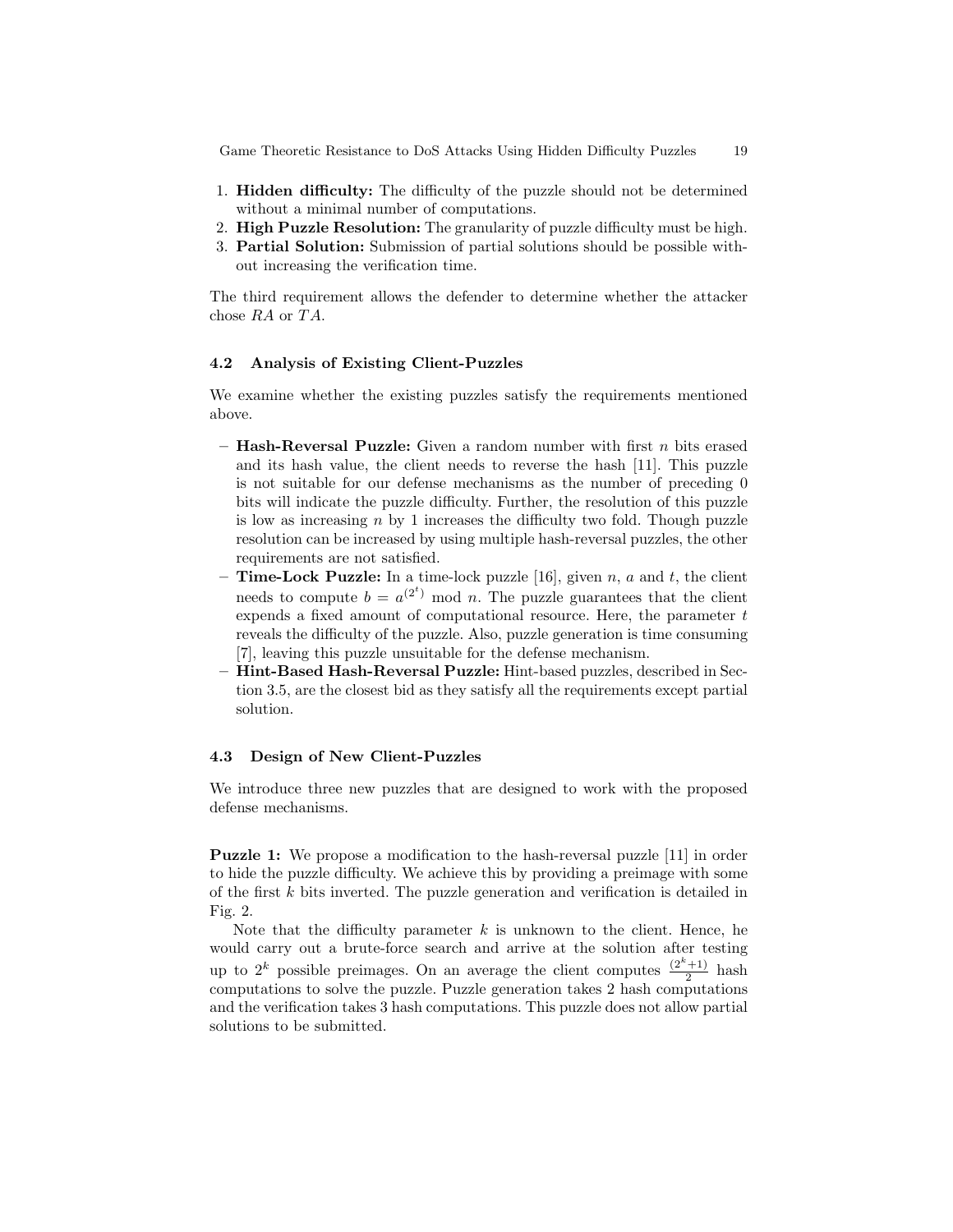1. **Hidden difficulty:** The difficulty of the puzzle should not be determined without a minimal number of computations.
2. **High Puzzle Resolution:** The granularity of puzzle difficulty must be high.
3. **Partial Solution:** Submission of partial solutions should be possible without increasing the verification time.

The third requirement allows the defender to determine whether the attacker chose $RA$ or $TA$.

### 4.2 Analysis of Existing Client-Puzzles

We examine whether the existing puzzles satisfy the requirements mentioned above.

- **Hash-Reversal Puzzle:** Given a random number with first $n$ bits erased and its hash value, the client needs to reverse the hash [11]. This puzzle is not suitable for our defense mechanisms as the number of preceding 0 bits will indicate the puzzle difficulty. Further, the resolution of this puzzle is low as increasing $n$ by 1 increases the difficulty two fold. Though puzzle resolution can be increased by using multiple hash-reversal puzzles, the other requirements are not satisfied.
- **Time-Lock Puzzle:** In a time-lock puzzle [16], given $n$, $a$ and $t$, the client needs to compute $b = a^{(2^t)} \bmod n$. The puzzle guarantees that the client expends a fixed amount of computational resource. Here, the parameter $t$ reveals the difficulty of the puzzle. Also, puzzle generation is time consuming [7], leaving this puzzle unsuitable for the defense mechanism.
- **Hint-Based Hash-Reversal Puzzle:** Hint-based puzzles, described in Section 3.5, are the closest bid as they satisfy all the requirements except partial solution.

### 4.3 Design of New Client-Puzzles

We introduce three new puzzles that are designed to work with the proposed defense mechanisms.

**Puzzle 1:** We propose a modification to the hash-reversal puzzle [11] in order to hide the puzzle difficulty. We achieve this by providing a preimage with some of the first $k$ bits inverted. The puzzle generation and verification is detailed in Fig. 2.

Note that the difficulty parameter $k$ is unknown to the client. Hence, he would carry out a brute-force search and arrive at the solution after testing up to $2^k$ possible preimages. On an average the client computes $\frac{(2^k+1)}{2}$ hash computations to solve the puzzle. Puzzle generation takes 2 hash computations and the verification takes 3 hash computations. This puzzle does not allow partial solutions to be submitted.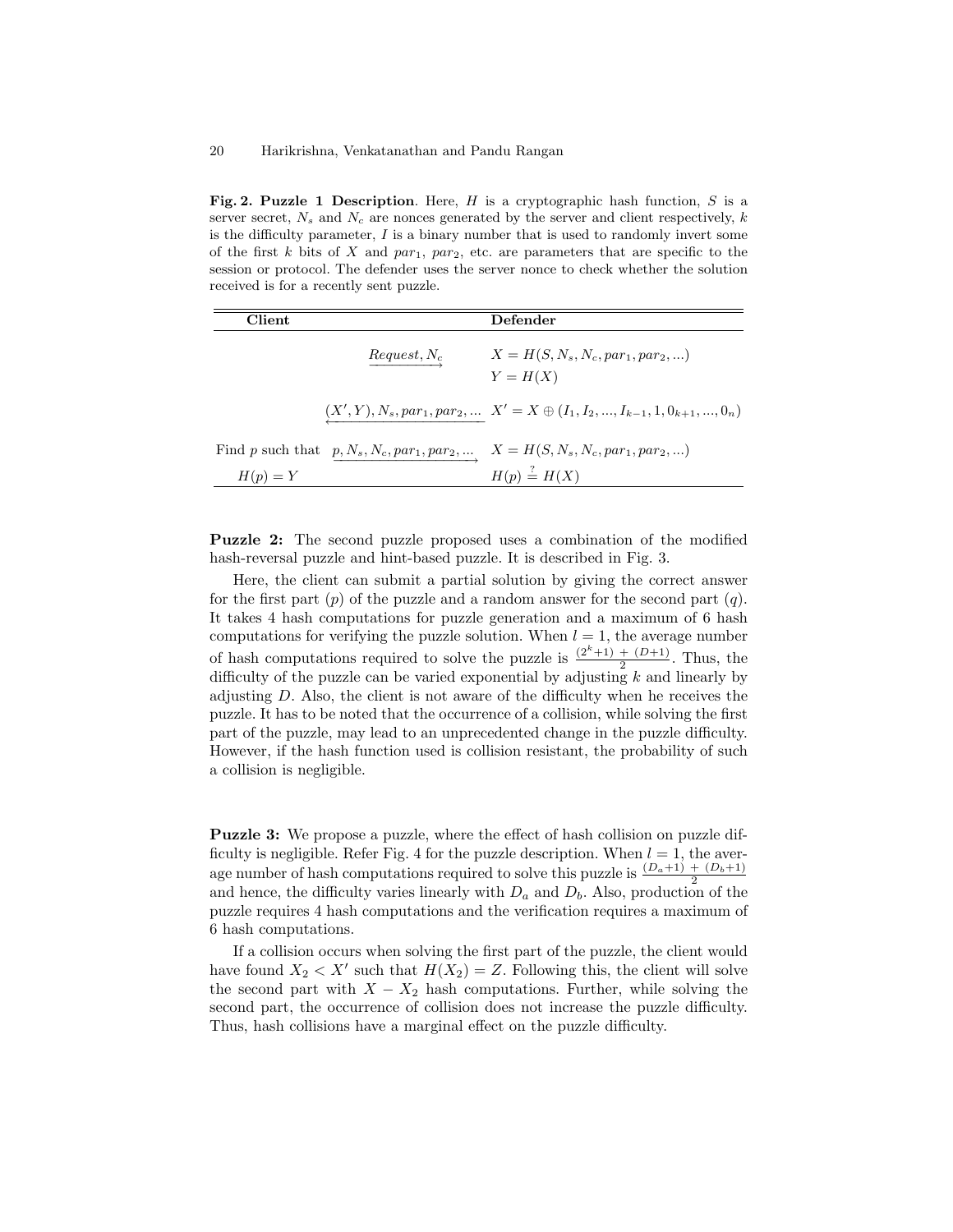**Fig. 2. Puzzle 1 Description**. Here, $H$ is a cryptographic hash function, $S$ is a server secret, $N_s$ and $N_c$ are nonces generated by the server and client respectively, $k$ is the difficulty parameter, $I$ is a binary number that is used to randomly invert some of the first $k$ bits of $X$ and $par_1$, $par_2$, etc. are parameters that are specific to the session or protocol. The defender uses the server nonce to check whether the solution received is for a recently sent puzzle.

| Client | | Defender |
|---|---|---|
| | $\xrightarrow{Request, N_c}$ | $X = H(S, N_s, N_c, par_1, par_2, ...)$ <br> $Y = H(X)$ |
| | $\xleftarrow{(X', Y), N_s, par_1, par_2, ...}$ | $X' = X \oplus (I_1, I_2, ..., I_{k-1}, 1, 0_{k+1}, ..., 0_n)$ |
| Find $p$ such that <br> $H(p) = Y$ | $\xrightarrow{p, N_s, N_c, par_1, par_2, ...}$ | $X = H(S, N_s, N_c, par_1, par_2, ...)$ <br> $H(p) \stackrel{?}{=} H(X)$ |

**Puzzle 2:** The second puzzle proposed uses a combination of the modified hash-reversal puzzle and hint-based puzzle. It is described in Fig. 3.

Here, the client can submit a partial solution by giving the correct answer for the first part ($p$) of the puzzle and a random answer for the second part ($q$). It takes 4 hash computations for puzzle generation and a maximum of 6 hash computations for verifying the puzzle solution. When $l = 1$, the average number of hash computations required to solve the puzzle is $\frac{(2^k+1) \; + \; (D+1)}{2}$. Thus, the difficulty of the puzzle can be varied exponential by adjusting $k$ and linearly by adjusting $D$. Also, the client is not aware of the difficulty when he receives the puzzle. It has to be noted that the occurrence of a collision, while solving the first part of the puzzle, may lead to an unprecedented change in the puzzle difficulty. However, if the hash function used is collision resistant, the probability of such a collision is negligible.

**Puzzle 3:** We propose a puzzle, where the effect of hash collision on puzzle difficulty is negligible. Refer Fig. 4 for the puzzle description. When $l = 1$, the average number of hash computations required to solve this puzzle is $\frac{(D_a+1) \; + \; (D_b+1)}{2}$ and hence, the difficulty varies linearly with $D_a$ and $D_b$. Also, production of the puzzle requires 4 hash computations and the verification requires a maximum of 6 hash computations.

If a collision occurs when solving the first part of the puzzle, the client would have found $X_2 < X'$ such that $H(X_2) = Z$. Following this, the client will solve the second part with $X - X_2$ hash computations. Further, while solving the second part, the occurrence of collision does not increase the puzzle difficulty. Thus, hash collisions have a marginal effect on the puzzle difficulty.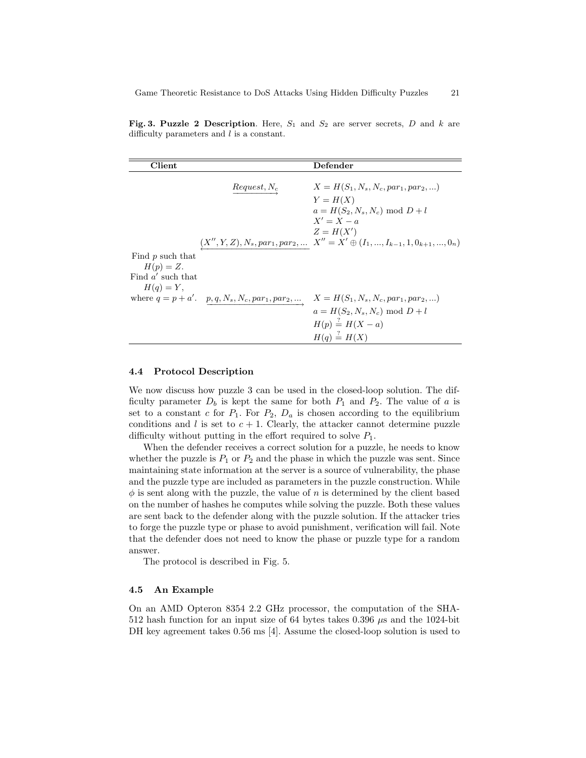**Fig. 3. Puzzle 2 Description**. Here, $S_1$ and $S_2$ are server secrets, $D$ and $k$ are difficulty parameters and $l$ is a constant.

| Client | | Defender |
|---|---|---|
| | $\xrightarrow{Request, N_c}$ | $X = H(S_1, N_s, N_c, par_1, par_2, ...)$ |
| | | $Y = H(X)$ |
| | | $a = H(S_2, N_s, N_c) \bmod D + l$ |
| | | $X' = X - a$ |
| | | $Z = H(X')$ |
| | $\xleftarrow{(X'', Y, Z), N_s, par_1, par_2, ...}$ | $X'' = X' \oplus (I_1, ..., I_{k-1}, 1, 0_{k+1}, ..., 0_n)$ |
| Find $p$ such that $H(p) = Z$. Find $a'$ such that $H(q) = Y$, where $q = p + a'$. | $\xrightarrow{p, q, N_s, N_c, par_1, par_2, ...}$ | $X = H(S_1, N_s, N_c, par_1, par_2, ...)$ |
| | | $a = H(S_2, N_s, N_c) \bmod D + l$ |
| | | $H(p) \stackrel{?}{=} H(X - a)$ |
| | | $H(q) \stackrel{?}{=} H(X)$ |

### 4.4 Protocol Description

We now discuss how puzzle 3 can be used in the closed-loop solution. The difficulty parameter $D_b$ is kept the same for both $P_1$ and $P_2$. The value of $a$ is set to a constant $c$ for $P_1$. For $P_2$, $D_a$ is chosen according to the equilibrium conditions and $l$ is set to $c + 1$. Clearly, the attacker cannot determine puzzle difficulty without putting in the effort required to solve $P_1$.

When the defender receives a correct solution for a puzzle, he needs to know whether the puzzle is $P_1$ or $P_2$ and the phase in which the puzzle was sent. Since maintaining state information at the server is a source of vulnerability, the phase and the puzzle type are included as parameters in the puzzle construction. While $\phi$ is sent along with the puzzle, the value of $n$ is determined by the client based on the number of hashes he computes while solving the puzzle. Both these values are sent back to the defender along with the puzzle solution. If the attacker tries to forge the puzzle type or phase to avoid punishment, verification will fail. Note that the defender does not need to know the phase or puzzle type for a random answer.

The protocol is described in Fig. 5.

### 4.5 An Example

On an AMD Opteron 8354 2.2 GHz processor, the computation of the SHA-512 hash function for an input size of 64 bytes takes 0.396 $\mu$s and the 1024-bit DH key agreement takes 0.56 ms [4]. Assume the closed-loop solution is used to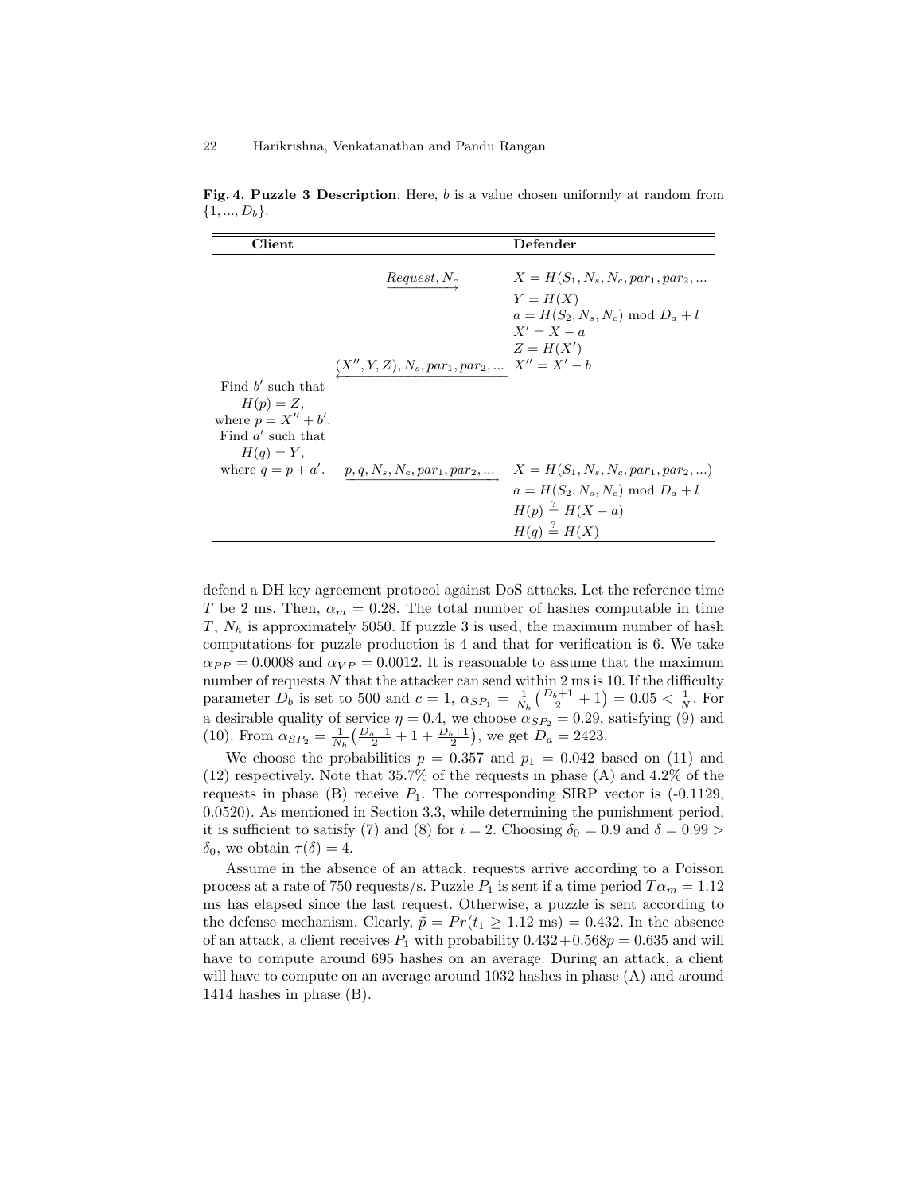**Fig. 4. Puzzle 3 Description**. Here, $b$ is a value chosen uniformly at random from $\{1, ..., D_b\}$.

| Client | | Defender |
|---|---|---|
| | $\xrightarrow{Request, N_c}$ | $X = H(S_1, N_s, N_c, par_1, par_2, ...$ <br> $Y = H(X)$ <br> $a = H(S_2, N_s, N_c) \bmod D_a + l$ <br> $X' = X - a$ <br> $Z = H(X')$ |
| | $\xleftarrow{(X'', Y, Z), N_s, par_1, par_2, ...}$ | $X'' = X' - b$ |
| Find $b'$ such that $H(p) = Z$, where $p = X'' + b'$. Find $a'$ such that $H(q) = Y$, where $q = p + a'$. | $\xrightarrow{p, q, N_s, N_c, par_1, par_2, ...}$ | $X = H(S_1, N_s, N_c, par_1, par_2, ...)$ <br> $a = H(S_2, N_s, N_c) \bmod D_a + l$ <br> $H(p) \stackrel{?}{=} H(X - a)$ <br> $H(q) \stackrel{?}{=} H(X)$ |

defend a DH key agreement protocol against DoS attacks. Let the reference time $T$ be 2 ms. Then, $\alpha_m = 0.28$. The total number of hashes computable in time $T$, $N_h$ is approximately 5050. If puzzle 3 is used, the maximum number of hash computations for puzzle production is 4 and that for verification is 6. We take $\alpha_{PP} = 0.0008$ and $\alpha_{VP} = 0.0012$. It is reasonable to assume that the maximum number of requests $N$ that the attacker can send within 2 ms is 10. If the difficulty parameter $D_b$ is set to 500 and $c = 1$, $\alpha_{SP_1} = \frac{1}{N_h}\left(\frac{D_b+1}{2} + 1\right) = 0.05 < \frac{1}{N}$. For a desirable quality of service $\eta = 0.4$, we choose $\alpha_{SP_2} = 0.29$, satisfying (9) and (10). From $\alpha_{SP_2} = \frac{1}{N_h}\left(\frac{D_a+1}{2} + 1 + \frac{D_b+1}{2}\right)$, we get $D_a = 2423$.

We choose the probabilities $p = 0.357$ and $p_1 = 0.042$ based on (11) and (12) respectively. Note that 35.7% of the requests in phase (A) and 4.2% of the requests in phase (B) receive $P_1$. The corresponding SIRP vector is (-0.1129, 0.0520). As mentioned in Section 3.3, while determining the punishment period, it is sufficient to satisfy (7) and (8) for $i = 2$. Choosing $\delta_0 = 0.9$ and $\delta = 0.99 > \delta_0$, we obtain $\tau(\delta) = 4$.

Assume in the absence of an attack, requests arrive according to a Poisson process at a rate of 750 requests/s. Puzzle $P_1$ is sent if a time period $T\alpha_m = 1.12$ ms has elapsed since the last request. Otherwise, a puzzle is sent according to the defense mechanism. Clearly, $\tilde{p} = Pr(t_1 \geq 1.12 \text{ ms}) = 0.432$. In the absence of an attack, a client receives $P_1$ with probability $0.432 + 0.568p = 0.635$ and will have to compute around 695 hashes on an average. During an attack, a client will have to compute on an average around 1032 hashes in phase (A) and around 1414 hashes in phase (B).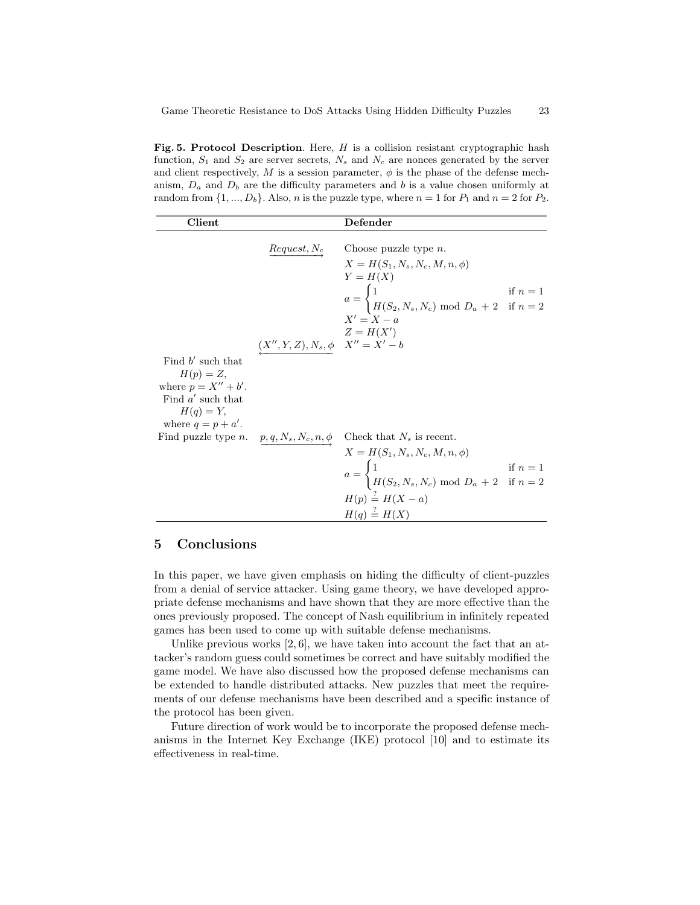**Fig. 5. Protocol Description**. Here, $H$ is a collision resistant cryptographic hash function, $S_1$ and $S_2$ are server secrets, $N_s$ and $N_c$ are nonces generated by the server and client respectively, $M$ is a session parameter, $\phi$ is the phase of the defense mechanism, $D_a$ and $D_b$ are the difficulty parameters and $b$ is a value chosen uniformly at random from $\{1, ..., D_b\}$. Also, $n$ is the puzzle type, where $n = 1$ for $P_1$ and $n = 2$ for $P_2$.

| Client | | Defender |
|---|---|---|
| | $\xrightarrow{Request, N_c}$ | Choose puzzle type $n$. $X = H(S_1, N_s, N_c, M, n, \phi)$ $Y = H(X)$ $a = \begin{cases} 1 & \text{if } n = 1 \\ H(S_2, N_s, N_c) \bmod D_a + 2 & \text{if } n = 2 \end{cases}$ $X' = X - a$ $Z = H(X')$ |
| | $\xleftarrow{(X'', Y, Z), N_s, \phi}$ | $X'' = X' - b$ |
| Find $b'$ such that $H(p) = Z$, where $p = X'' + b'$. Find $a'$ such that $H(q) = Y$, where $q = p + a'$. Find puzzle type $n$. | $\xrightarrow{p, q, N_s, N_c, n, \phi}$ | Check that $N_s$ is recent. $X = H(S_1, N_s, N_c, M, n, \phi)$ $a = \begin{cases} 1 & \text{if } n = 1 \\ H(S_2, N_s, N_c) \bmod D_a + 2 & \text{if } n = 2 \end{cases}$ $H(p) \stackrel{?}{=} H(X - a)$ $H(q) \stackrel{?}{=} H(X)$ |

## 5 Conclusions

In this paper, we have given emphasis on hiding the difficulty of client-puzzles from a denial of service attacker. Using game theory, we have developed appropriate defense mechanisms and have shown that they are more effective than the ones previously proposed. The concept of Nash equilibrium in infinitely repeated games has been used to come up with suitable defense mechanisms.

Unlike previous works [2, 6], we have taken into account the fact that an attacker's random guess could sometimes be correct and have suitably modified the game model. We have also discussed how the proposed defense mechanisms can be extended to handle distributed attacks. New puzzles that meet the requirements of our defense mechanisms have been described and a specific instance of the protocol has been given.

Future direction of work would be to incorporate the proposed defense mechanisms in the Internet Key Exchange (IKE) protocol [10] and to estimate its effectiveness in real-time.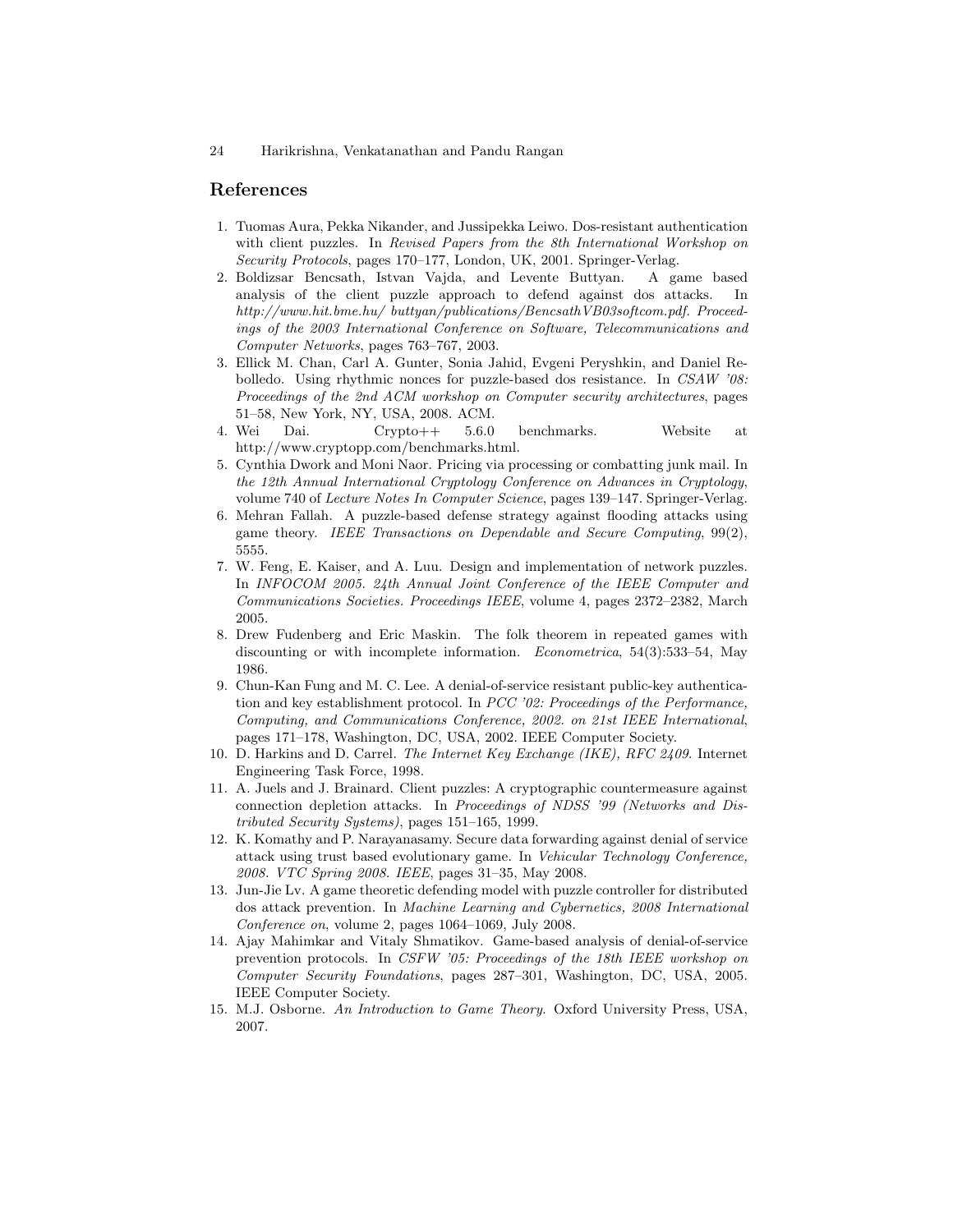## References

1. Tuomas Aura, Pekka Nikander, and Jussipekka Leiwo. Dos-resistant authentication with client puzzles. In *Revised Papers from the 8th International Workshop on Security Protocols*, pages 170–177, London, UK, 2001. Springer-Verlag.
2. Boldizsar Bencsath, Istvan Vajda, and Levente Buttyan. A game based analysis of the client puzzle approach to defend against dos attacks. In *http://www.hit.bme.hu/ buttyan/publications/BencsathVB03softcom.pdf. Proceedings of the 2003 International Conference on Software, Telecommunications and Computer Networks*, pages 763–767, 2003.
3. Ellick M. Chan, Carl A. Gunter, Sonia Jahid, Evgeni Peryshkin, and Daniel Rebolledo. Using rhythmic nonces for puzzle-based dos resistance. In *CSAW '08: Proceedings of the 2nd ACM workshop on Computer security architectures*, pages 51–58, New York, NY, USA, 2008. ACM.
4. Wei Dai. Crypto++ 5.6.0 benchmarks. Website at http://www.cryptopp.com/benchmarks.html.
5. Cynthia Dwork and Moni Naor. Pricing via processing or combatting junk mail. In *the 12th Annual International Cryptology Conference on Advances in Cryptology*, volume 740 of *Lecture Notes In Computer Science*, pages 139–147. Springer-Verlag.
6. Mehran Fallah. A puzzle-based defense strategy against flooding attacks using game theory. *IEEE Transactions on Dependable and Secure Computing*, 99(2), 5555.
7. W. Feng, E. Kaiser, and A. Luu. Design and implementation of network puzzles. In *INFOCOM 2005. 24th Annual Joint Conference of the IEEE Computer and Communications Societies. Proceedings IEEE*, volume 4, pages 2372–2382, March 2005.
8. Drew Fudenberg and Eric Maskin. The folk theorem in repeated games with discounting or with incomplete information. *Econometrica*, 54(3):533–54, May 1986.
9. Chun-Kan Fung and M. C. Lee. A denial-of-service resistant public-key authentication and key establishment protocol. In *PCC '02: Proceedings of the Performance, Computing, and Communications Conference, 2002. on 21st IEEE International*, pages 171–178, Washington, DC, USA, 2002. IEEE Computer Society.
10. D. Harkins and D. Carrel. *The Internet Key Exchange (IKE), RFC 2409.* Internet Engineering Task Force, 1998.
11. A. Juels and J. Brainard. Client puzzles: A cryptographic countermeasure against connection depletion attacks. In *Proceedings of NDSS '99 (Networks and Distributed Security Systems)*, pages 151–165, 1999.
12. K. Komathy and P. Narayanasamy. Secure data forwarding against denial of service attack using trust based evolutionary game. In *Vehicular Technology Conference, 2008. VTC Spring 2008. IEEE*, pages 31–35, May 2008.
13. Jun-Jie Lv. A game theoretic defending model with puzzle controller for distributed dos attack prevention. In *Machine Learning and Cybernetics, 2008 International Conference on*, volume 2, pages 1064–1069, July 2008.
14. Ajay Mahimkar and Vitaly Shmatikov. Game-based analysis of denial-of-service prevention protocols. In *CSFW '05: Proceedings of the 18th IEEE workshop on Computer Security Foundations*, pages 287–301, Washington, DC, USA, 2005. IEEE Computer Society.
15. M.J. Osborne. *An Introduction to Game Theory.* Oxford University Press, USA, 2007.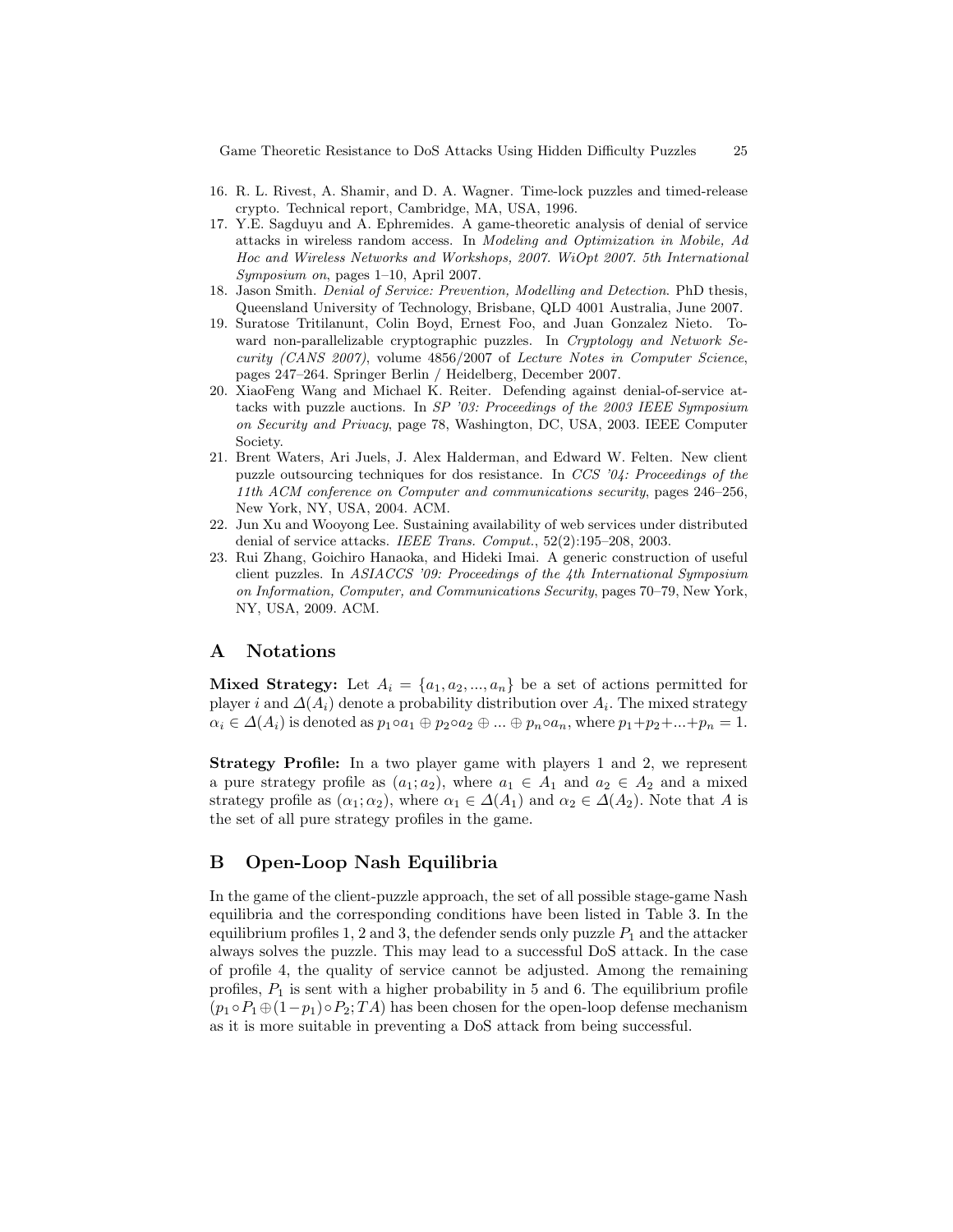16. R. L. Rivest, A. Shamir, and D. A. Wagner. Time-lock puzzles and timed-release crypto. Technical report, Cambridge, MA, USA, 1996.
17. Y.E. Sagduyu and A. Ephremides. A game-theoretic analysis of denial of service attacks in wireless random access. In *Modeling and Optimization in Mobile, Ad Hoc and Wireless Networks and Workshops, 2007. WiOpt 2007. 5th International Symposium on*, pages 1–10, April 2007.
18. Jason Smith. *Denial of Service: Prevention, Modelling and Detection*. PhD thesis, Queensland University of Technology, Brisbane, QLD 4001 Australia, June 2007.
19. Suratose Tritilanunt, Colin Boyd, Ernest Foo, and Juan Gonzalez Nieto. Toward non-parallelizable cryptographic puzzles. In *Cryptology and Network Security (CANS 2007)*, volume 4856/2007 of *Lecture Notes in Computer Science*, pages 247–264. Springer Berlin / Heidelberg, December 2007.
20. XiaoFeng Wang and Michael K. Reiter. Defending against denial-of-service attacks with puzzle auctions. In *SP '03: Proceedings of the 2003 IEEE Symposium on Security and Privacy*, page 78, Washington, DC, USA, 2003. IEEE Computer Society.
21. Brent Waters, Ari Juels, J. Alex Halderman, and Edward W. Felten. New client puzzle outsourcing techniques for dos resistance. In *CCS '04: Proceedings of the 11th ACM conference on Computer and communications security*, pages 246–256, New York, NY, USA, 2004. ACM.
22. Jun Xu and Wooyong Lee. Sustaining availability of web services under distributed denial of service attacks. *IEEE Trans. Comput.*, 52(2):195–208, 2003.
23. Rui Zhang, Goichiro Hanaoka, and Hideki Imai. A generic construction of useful client puzzles. In *ASIACCS '09: Proceedings of the 4th International Symposium on Information, Computer, and Communications Security*, pages 70–79, New York, NY, USA, 2009. ACM.

## A Notations

**Mixed Strategy:** Let $A_i = \{a_1, a_2, ..., a_n\}$ be a set of actions permitted for player $i$ and $\Delta(A_i)$ denote a probability distribution over $A_i$. The mixed strategy $\alpha_i \in \Delta(A_i)$ is denoted as $p_1 \circ a_1 \oplus p_2 \circ a_2 \oplus ... \oplus p_n \circ a_n$, where $p_1 + p_2 + ... + p_n = 1$.

**Strategy Profile:** In a two player game with players 1 and 2, we represent a pure strategy profile as $(a_1; a_2)$, where $a_1 \in A_1$ and $a_2 \in A_2$ and a mixed strategy profile as $(\alpha_1; \alpha_2)$, where $\alpha_1 \in \Delta(A_1)$ and $\alpha_2 \in \Delta(A_2)$. Note that $A$ is the set of all pure strategy profiles in the game.

## B Open-Loop Nash Equilibria

In the game of the client-puzzle approach, the set of all possible stage-game Nash equilibria and the corresponding conditions have been listed in Table 3. In the equilibrium profiles 1, 2 and 3, the defender sends only puzzle $P_1$ and the attacker always solves the puzzle. This may lead to a successful DoS attack. In the case of profile 4, the quality of service cannot be adjusted. Among the remaining profiles, $P_1$ is sent with a higher probability in 5 and 6. The equilibrium profile $(p_1 \circ P_1 \oplus (1-p_1) \circ P_2; TA)$ has been chosen for the open-loop defense mechanism as it is more suitable in preventing a DoS attack from being successful.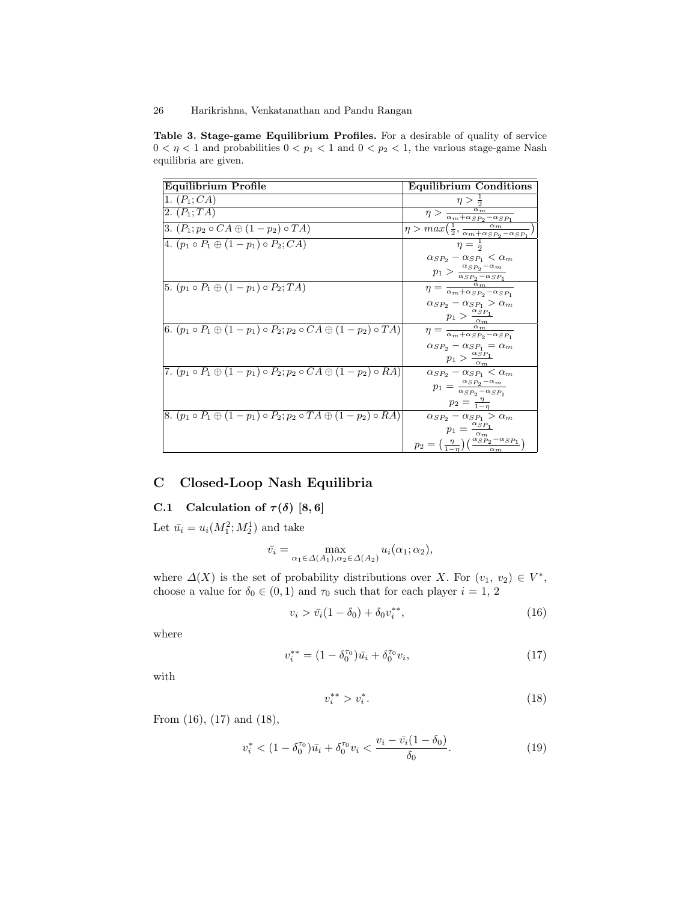**Table 3. Stage-game Equilibrium Profiles.** For a desirable of quality of service $0 < \eta < 1$ and probabilities $0 < p_1 < 1$ and $0 < p_2 < 1$, the various stage-game Nash equilibria are given.

| Equilibrium Profile | Equilibrium Conditions |
|---|---|
| 1. $(P_1; CA)$ | $\eta > \frac{1}{2}$ |
| 2. $(P_1; TA)$ | $\eta > \frac{\alpha_m}{\alpha_m + \alpha_{SP_2} - \alpha_{SP_1}}$ |
| 3. $(P_1; p_2 \circ CA \oplus (1-p_2) \circ TA)$ | $\eta > max\left(\frac{1}{2}, \frac{\alpha_m}{\alpha_m + \alpha_{SP_2} - \alpha_{SP_1}}\right)$ |
| 4. $(p_1 \circ P_1 \oplus (1-p_1) \circ P_2; CA)$ | $\eta = \frac{1}{2}$ <br> $\alpha_{SP_2} - \alpha_{SP_1} < \alpha_m$ <br> $p_1 > \frac{\alpha_{SP_2} - \alpha_m}{\alpha_{SP_2} - \alpha_{SP_1}}$ |
| 5. $(p_1 \circ P_1 \oplus (1-p_1) \circ P_2; TA)$ | $\eta = \frac{\alpha_m}{\alpha_m + \alpha_{SP_2} - \alpha_{SP_1}}$ <br> $\alpha_{SP_2} - \alpha_{SP_1} > \alpha_m$ <br> $p_1 > \frac{\alpha_{SP_1}}{\alpha_m}$ |
| 6. $(p_1 \circ P_1 \oplus (1-p_1) \circ P_2; p_2 \circ CA \oplus (1-p_2) \circ TA)$ | $\eta = \frac{\alpha_m}{\alpha_m + \alpha_{SP_2} - \alpha_{SP_1}}$ <br> $\alpha_{SP_2} - \alpha_{SP_1} = \alpha_m$ <br> $p_1 > \frac{\alpha_{SP_1}}{\alpha_m}$ |
| 7. $(p_1 \circ P_1 \oplus (1-p_1) \circ P_2; p_2 \circ CA \oplus (1-p_2) \circ RA)$ | $\alpha_{SP_2} - \alpha_{SP_1} < \alpha_m$ <br> $p_1 = \frac{\alpha_{SP_2} - \alpha_m}{\alpha_{SP_2} - \alpha_{SP_1}}$ <br> $p_2 = \frac{\eta}{1-\eta}$ |
| 8. $(p_1 \circ P_1 \oplus (1-p_1) \circ P_2; p_2 \circ TA \oplus (1-p_2) \circ RA)$ | $\alpha_{SP_2} - \alpha_{SP_1} > \alpha_m$ <br> $p_1 = \frac{\alpha_{SP_1}}{\alpha_m}$ <br> $p_2 = \left(\frac{\eta}{1-\eta}\right)\left(\frac{\alpha_{SP_2} - \alpha_{SP_1}}{\alpha_m}\right)$ |

# C Closed-Loop Nash Equilibria

## C.1 Calculation of $\tau(\delta)$ [8, 6]

Let $\bar{u_i} = u_i(M_1^2; M_2^1)$ and take

$$\bar{v_i} = \max_{\alpha_1 \in \Delta(A_1), \alpha_2 \in \Delta(A_2)} u_i(\alpha_1; \alpha_2),$$

where $\Delta(X)$ is the set of probability distributions over $X$. For $(v_1, v_2) \in V^*$, choose a value for $\delta_0 \in (0, 1)$ and $\tau_0$ such that for each player $i = 1, 2$

$$v_i > \bar{v_i}(1 - \delta_0) + \delta_0 v_i^{**}, \tag{16}$$

where

$$v_i^{**} = (1 - \delta_0^{\tau_0})\bar{u_i} + \delta_0^{\tau_0} v_i, \tag{17}$$

with

$$v_i^{**} > v_i^*. \tag{18}$$

From (16), (17) and (18),

$$v_i^* < (1 - \delta_0^{\tau_0})\bar{u_i} + \delta_0^{\tau_0} v_i < \frac{v_i - \bar{v_i}(1 - \delta_0)}{\delta_0}. \tag{19}$$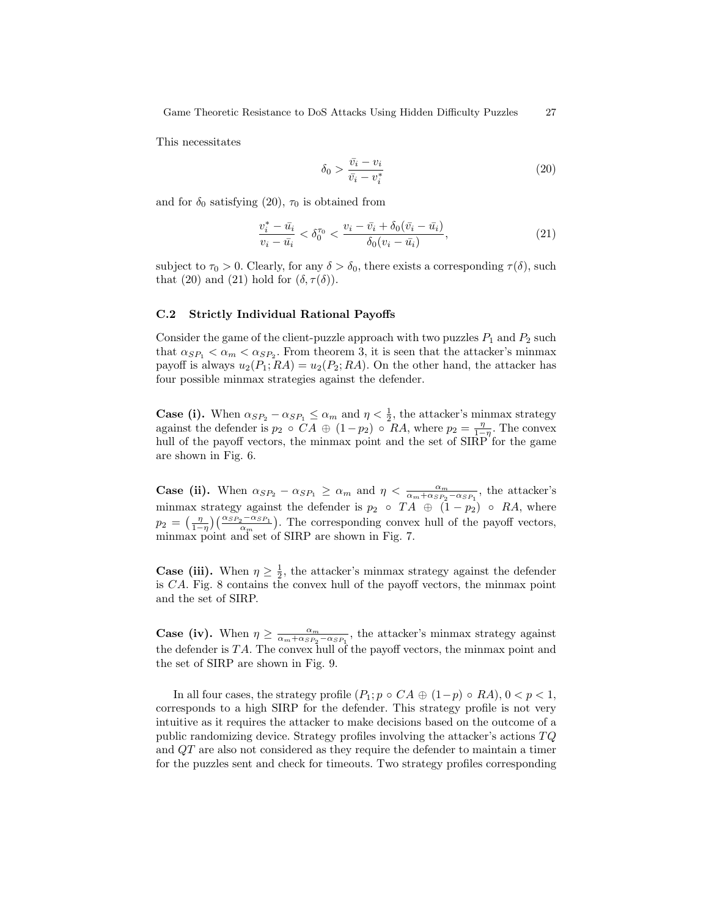This necessitates

$$\delta_0 > \frac{\bar{v_i} - v_i}{\bar{v_i} - v_i^*} \tag{20}$$

and for $\delta_0$ satisfying (20), $\tau_0$ is obtained from

$$\frac{v_i^* - \bar{u_i}}{v_i - \bar{u_i}} < \delta_0^{\tau_0} < \frac{v_i - \bar{v_i} + \delta_0(\bar{v_i} - \bar{u_i})}{\delta_0(v_i - \bar{u_i})}, \tag{21}$$

subject to $\tau_0 > 0$. Clearly, for any $\delta > \delta_0$, there exists a corresponding $\tau(\delta)$, such that (20) and (21) hold for $(\delta, \tau(\delta))$.

### C.2 Strictly Individual Rational Payoffs

Consider the game of the client-puzzle approach with two puzzles $P_1$ and $P_2$ such that $\alpha_{SP_1} < \alpha_m < \alpha_{SP_2}$. From theorem 3, it is seen that the attacker's minmax payoff is always $u_2(P_1; RA) = u_2(P_2; RA)$. On the other hand, the attacker has four possible minmax strategies against the defender.

**Case (i).** When $\alpha_{SP_2} - \alpha_{SP_1} \leq \alpha_m$ and $\eta < \frac{1}{2}$, the attacker's minmax strategy against the defender is $p_2 \circ CA \oplus (1 - p_2) \circ RA$, where $p_2 = \frac{\eta}{1-\eta}$. The convex hull of the payoff vectors, the minmax point and the set of SIRP for the game are shown in Fig. 6.

**Case (ii).** When $\alpha_{SP_2} - \alpha_{SP_1} \geq \alpha_m$ and $\eta < \frac{\alpha_m}{\alpha_m + \alpha_{SP_2} - \alpha_{SP_1}}$, the attacker's minmax strategy against the defender is $p_2 \circ TA \oplus (1 - p_2) \circ RA$, where $p_2 = \big(\frac{\eta}{1-\eta}\big)\big(\frac{\alpha_{SP_2} - \alpha_{SP_1}}{\alpha_m}\big)$. The corresponding convex hull of the payoff vectors, minmax point and set of SIRP are shown in Fig. 7.

**Case (iii).** When $\eta \geq \frac{1}{2}$, the attacker's minmax strategy against the defender is $CA$. Fig. 8 contains the convex hull of the payoff vectors, the minmax point and the set of SIRP.

**Case (iv).** When $\eta \geq \frac{\alpha_m}{\alpha_m + \alpha_{SP_2} - \alpha_{SP_1}}$, the attacker's minmax strategy against the defender is $TA$. The convex hull of the payoff vectors, the minmax point and the set of SIRP are shown in Fig. 9.

In all four cases, the strategy profile $(P_1; p \circ CA \oplus (1-p) \circ RA)$, $0 < p < 1$, corresponds to a high SIRP for the defender. This strategy profile is not very intuitive as it requires the attacker to make decisions based on the outcome of a public randomizing device. Strategy profiles involving the attacker's actions $TQ$ and $QT$ are also not considered as they require the defender to maintain a timer for the puzzles sent and check for timeouts. Two strategy profiles corresponding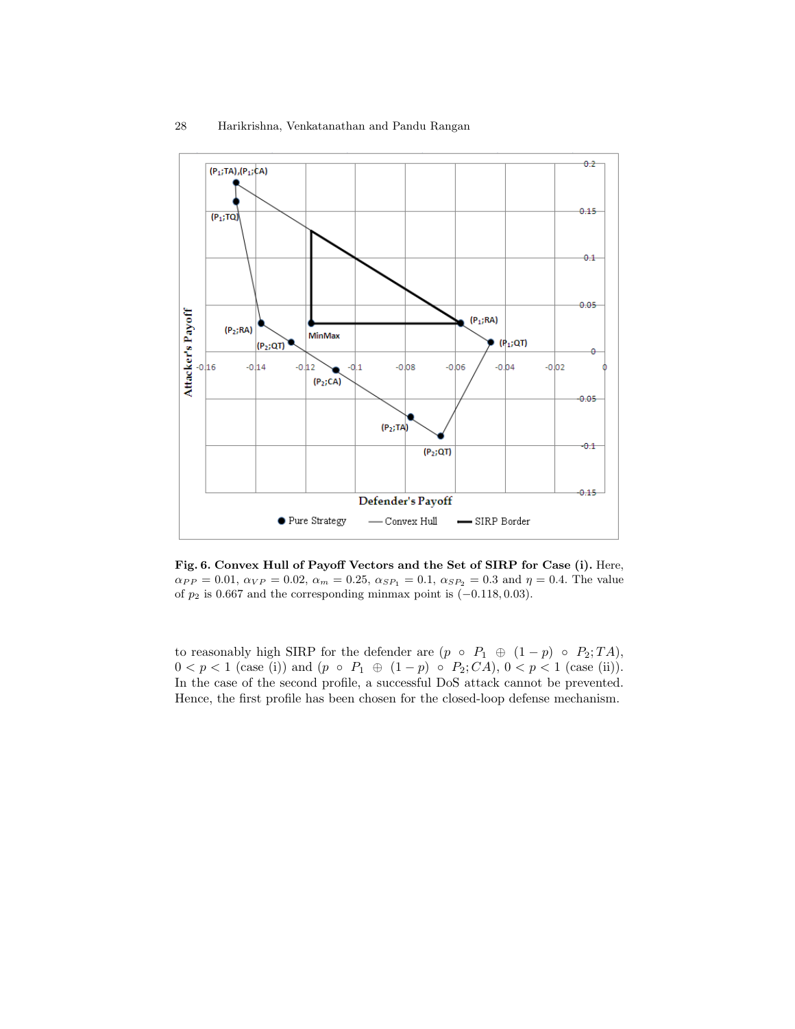**Fig. 6. Convex Hull of Payoff Vectors and the Set of SIRP for Case (i).** Here, $\alpha_{PP} = 0.01$, $\alpha_{VP} = 0.02$, $\alpha_m = 0.25$, $\alpha_{SP_1} = 0.1$, $\alpha_{SP_2} = 0.3$ and $\eta = 0.4$. The value of $p_2$ is 0.667 and the corresponding minmax point is $(-0.118, 0.03)$.

to reasonably high SIRP for the defender are $(p \circ P_1 \oplus (1-p) \circ P_2; TA)$, $0 < p < 1$ (case (i)) and $(p \circ P_1 \oplus (1-p) \circ P_2; CA)$, $0 < p < 1$ (case (ii)). In the case of the second profile, a successful DoS attack cannot be prevented. Hence, the first profile has been chosen for the closed-loop defense mechanism.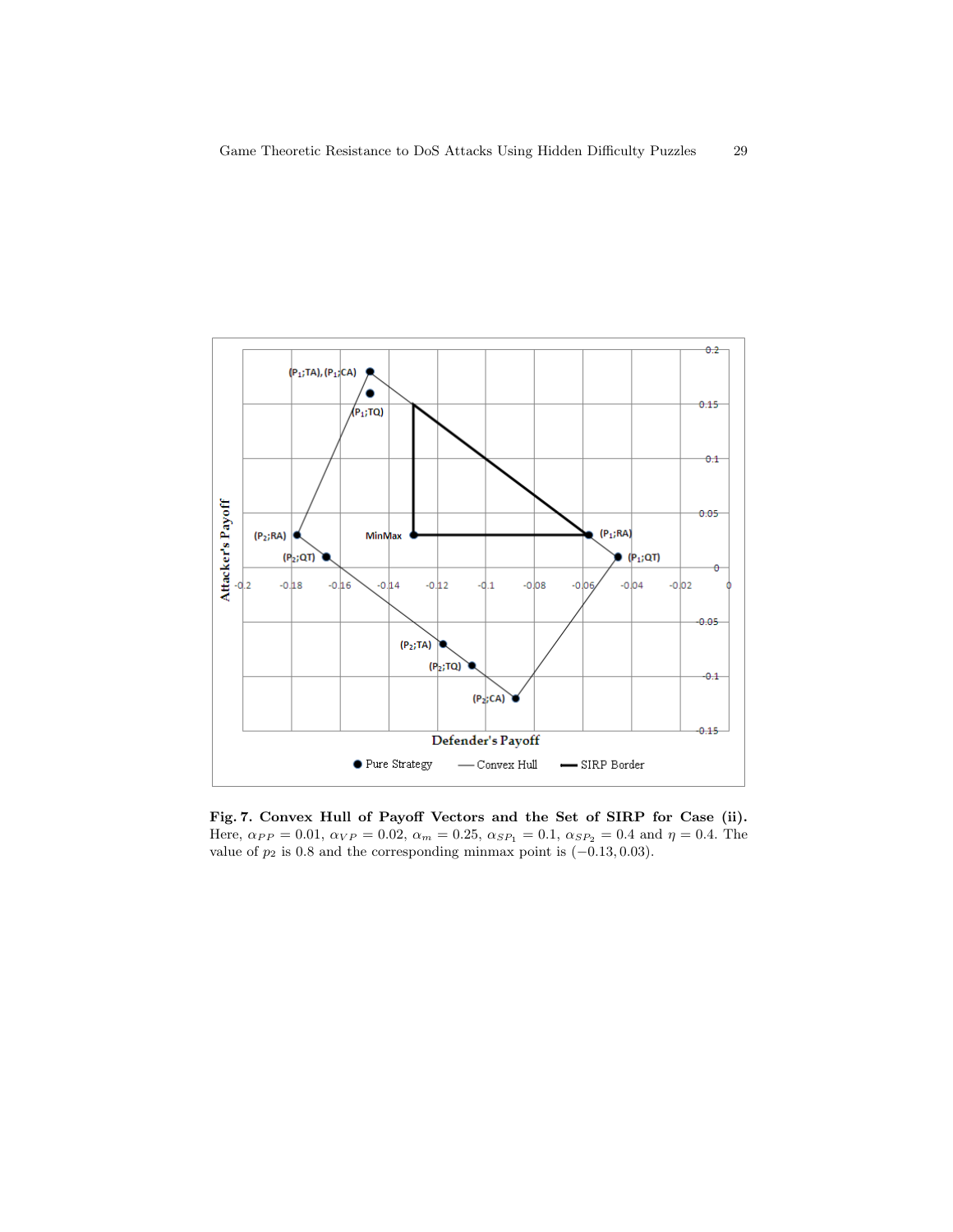**Fig. 7. Convex Hull of Payoff Vectors and the Set of SIRP for Case (ii).** Here, $\alpha_{PP} = 0.01$, $\alpha_{VP} = 0.02$, $\alpha_m = 0.25$, $\alpha_{SP_1} = 0.1$, $\alpha_{SP_2} = 0.4$ and $\eta = 0.4$. The value of $p_2$ is 0.8 and the corresponding minmax point is $(-0.13, 0.03)$.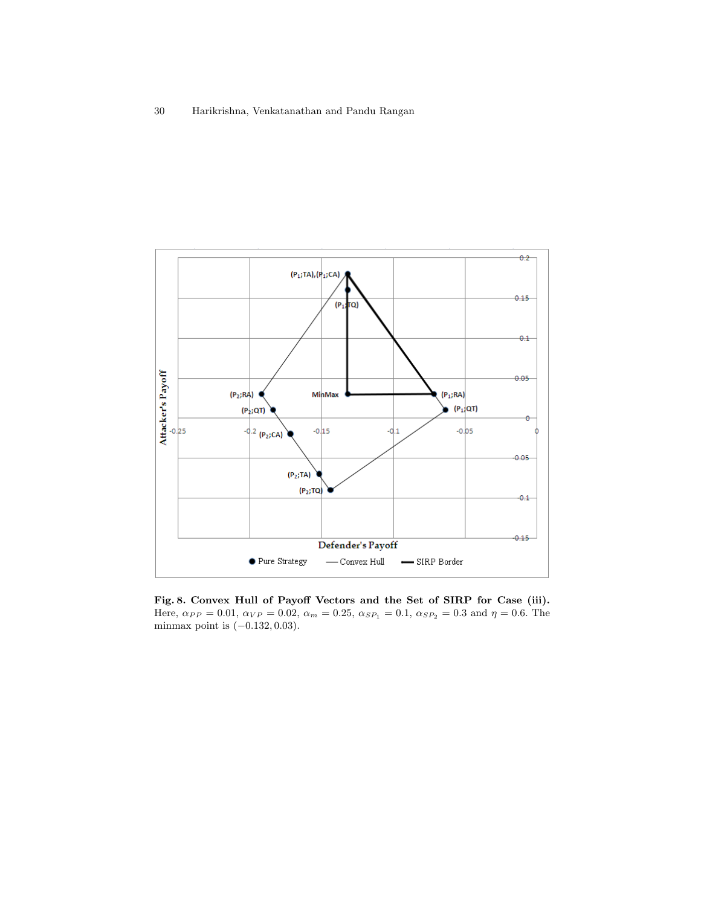**Fig. 8. Convex Hull of Payoff Vectors and the Set of SIRP for Case (iii).** Here, $\alpha_{PP} = 0.01$, $\alpha_{VP} = 0.02$, $\alpha_m = 0.25$, $\alpha_{SP_1} = 0.1$, $\alpha_{SP_2} = 0.3$ and $\eta = 0.6$. The minmax point is $(-0.132, 0.03)$.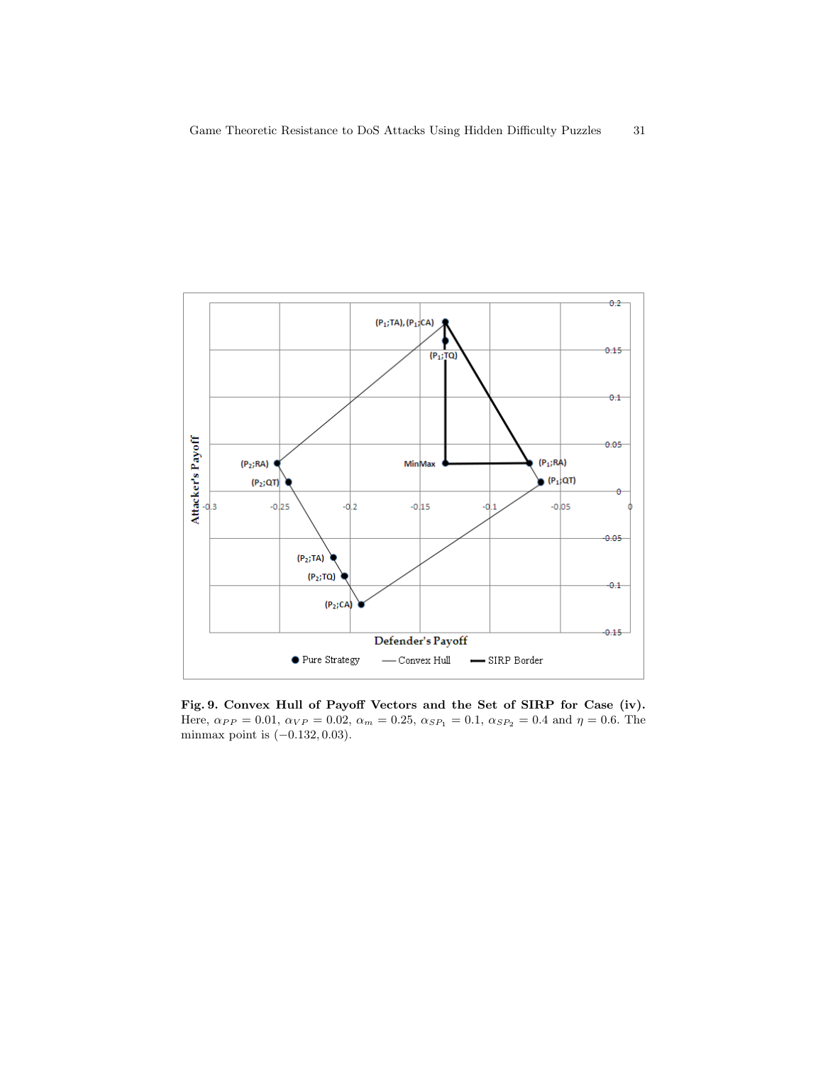(P$_1$;TA), (P$_1$;CA)

(P$_1$;TQ)

(P$_2$;RA)

(P$_2$;QT)

MinMax

(P$_1$;RA)

(P$_1$;QT)

(P$_2$;TA)

(P$_2$;TQ)

(P$_2$;CA)

0.2

0.15

0.1

0.05

0

-0.05

-0.1

-0.15

-0.3

-0.25

-0.2

-0.15

-0.1

-0.05

0

Attacker's Payoff

Defender's Payoff

Pure Strategy

Convex Hull

SIRP Border

**Fig. 9. Convex Hull of Payoff Vectors and the Set of SIRP for Case (iv).** Here, $\alpha_{PP} = 0.01$, $\alpha_{VP} = 0.02$, $\alpha_m = 0.25$, $\alpha_{SP_1} = 0.1$, $\alpha_{SP_2} = 0.4$ and $\eta = 0.6$. The minmax point is $(-0.132, 0.03)$.